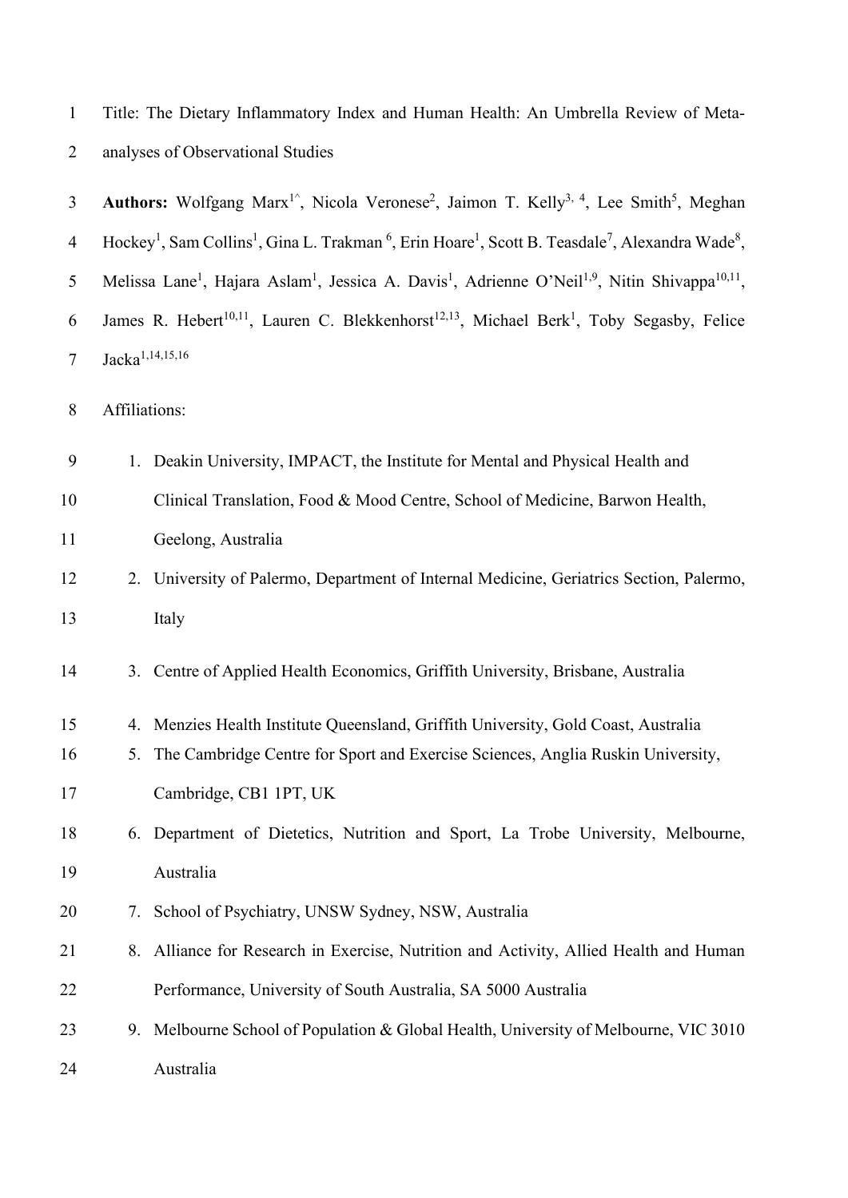Title: The Dietary Inflammatory Index and Human Health: An Umbrella Review of Meta-analyses of Observational Studies

**Authors:** Wolfgang Marx[1^], Nicola Veronese[2], Jaimon T. Kelly[3, 4], Lee Smith[5], Meghan Hockey[1], Sam Collins[1], Gina L. Trakman[6], Erin Hoare[1], Scott B. Teasdale[7], Alexandra Wade[8], Melissa Lane[1], Hajara Aslam[1], Jessica A. Davis[1], Adrienne O'Neil[1,9], Nitin Shivappa[10,11], James R. Hebert[10,11], Lauren C. Blekkenhorst[12,13], Michael Berk[1], Toby Segasby, Felice Jacka[1,14,15,16]

Affiliations:

1. Deakin University, IMPACT, the Institute for Mental and Physical Health and Clinical Translation, Food & Mood Centre, School of Medicine, Barwon Health, Geelong, Australia
2. University of Palermo, Department of Internal Medicine, Geriatrics Section, Palermo, Italy
3. Centre of Applied Health Economics, Griffith University, Brisbane, Australia
4. Menzies Health Institute Queensland, Griffith University, Gold Coast, Australia
5. The Cambridge Centre for Sport and Exercise Sciences, Anglia Ruskin University, Cambridge, CB1 1PT, UK
6. Department of Dietetics, Nutrition and Sport, La Trobe University, Melbourne, Australia
7. School of Psychiatry, UNSW Sydney, NSW, Australia
8. Alliance for Research in Exercise, Nutrition and Activity, Allied Health and Human Performance, University of South Australia, SA 5000 Australia
9. Melbourne School of Population & Global Health, University of Melbourne, VIC 3010 Australia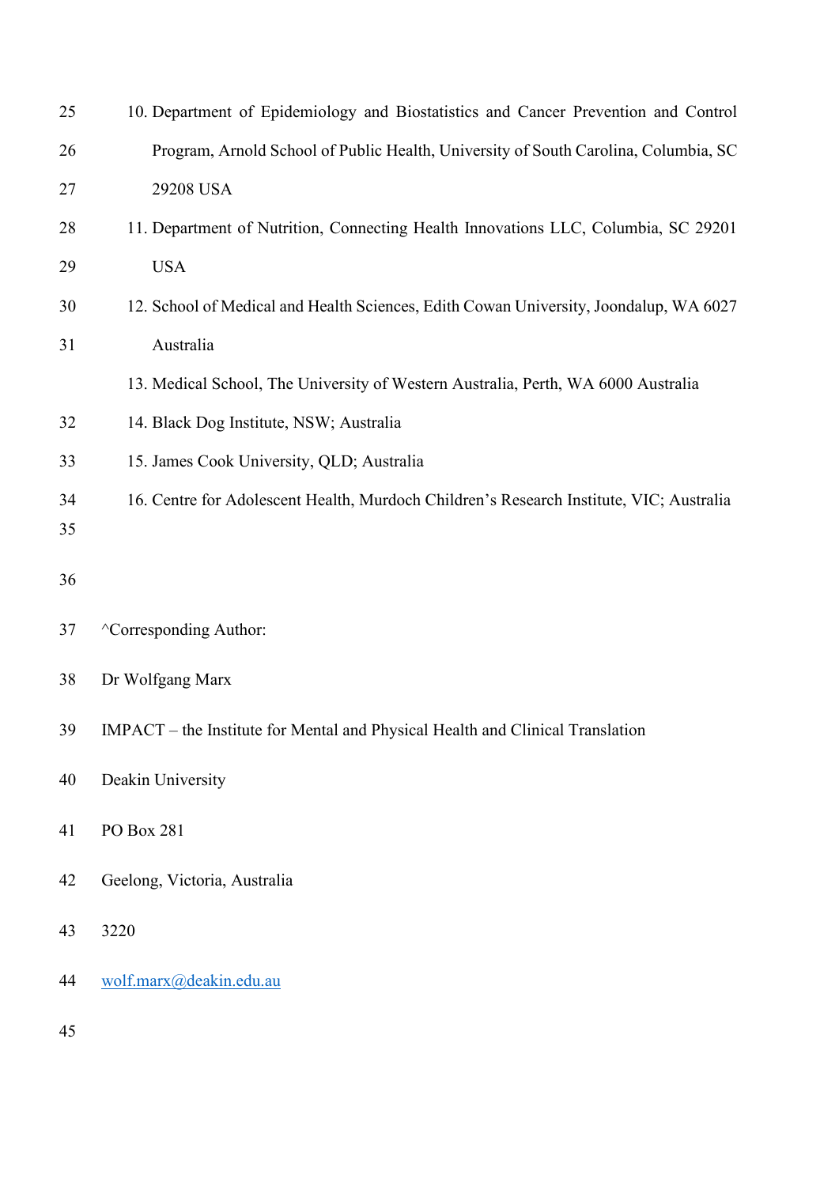10. Department of Epidemiology and Biostatistics and Cancer Prevention and Control Program, Arnold School of Public Health, University of South Carolina, Columbia, SC 29208 USA
11. Department of Nutrition, Connecting Health Innovations LLC, Columbia, SC 29201 USA
12. School of Medical and Health Sciences, Edith Cowan University, Joondalup, WA 6027 Australia
13. Medical School, The University of Western Australia, Perth, WA 6000 Australia
14. Black Dog Institute, NSW; Australia
15. James Cook University, QLD; Australia
16. Centre for Adolescent Health, Murdoch Children's Research Institute, VIC; Australia

^Corresponding Author:

Dr Wolfgang Marx

IMPACT – the Institute for Mental and Physical Health and Clinical Translation

Deakin University

PO Box 281

Geelong, Victoria, Australia

3220

wolf.marx@deakin.edu.au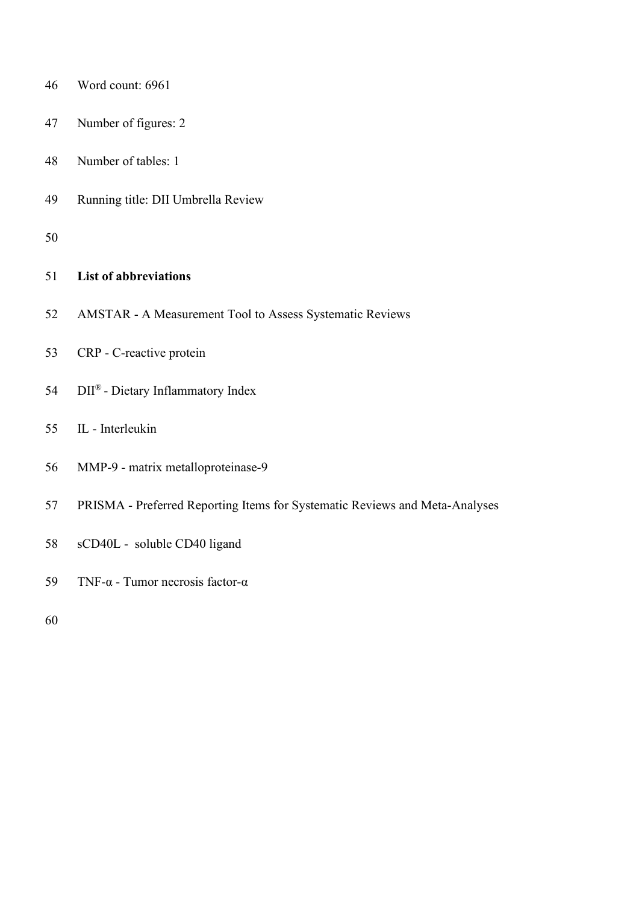Word count: 6961

Number of figures: 2

Number of tables: 1

Running title: DII Umbrella Review

**List of abbreviations**

AMSTAR - A Measurement Tool to Assess Systematic Reviews

CRP - C-reactive protein

DII® - Dietary Inflammatory Index

IL - Interleukin

MMP-9 - matrix metalloproteinase-9

PRISMA - Preferred Reporting Items for Systematic Reviews and Meta-Analyses

sCD40L - soluble CD40 ligand

TNF-α - Tumor necrosis factor-α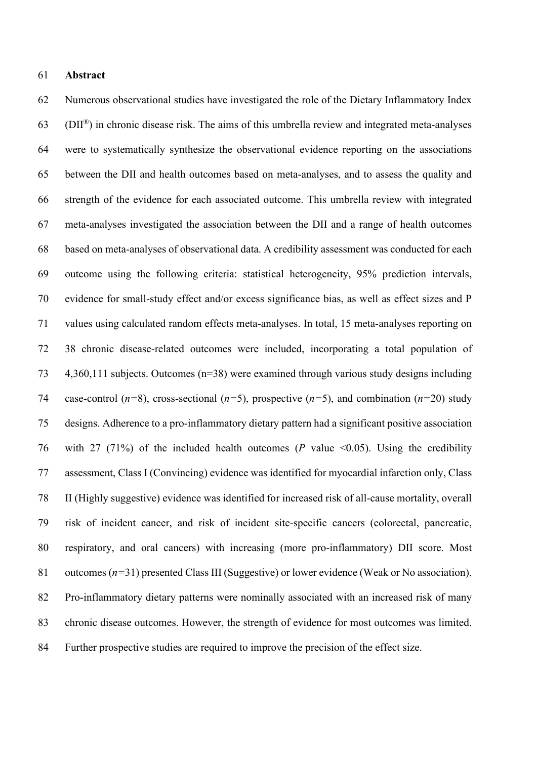## Abstract

Numerous observational studies have investigated the role of the Dietary Inflammatory Index (DII®) in chronic disease risk. The aims of this umbrella review and integrated meta-analyses were to systematically synthesize the observational evidence reporting on the associations between the DII and health outcomes based on meta-analyses, and to assess the quality and strength of the evidence for each associated outcome. This umbrella review with integrated meta-analyses investigated the association between the DII and a range of health outcomes based on meta-analyses of observational data. A credibility assessment was conducted for each outcome using the following criteria: statistical heterogeneity, 95% prediction intervals, evidence for small-study effect and/or excess significance bias, as well as effect sizes and P values using calculated random effects meta-analyses. In total, 15 meta-analyses reporting on 38 chronic disease-related outcomes were included, incorporating a total population of 4,360,111 subjects. Outcomes (n=38) were examined through various study designs including case-control (*n*=8), cross-sectional (*n*=5), prospective (*n*=5), and combination (*n*=20) study designs. Adherence to a pro-inflammatory dietary pattern had a significant positive association with 27 (71%) of the included health outcomes (*P* value <0.05). Using the credibility assessment, Class I (Convincing) evidence was identified for myocardial infarction only, Class II (Highly suggestive) evidence was identified for increased risk of all-cause mortality, overall risk of incident cancer, and risk of incident site-specific cancers (colorectal, pancreatic, respiratory, and oral cancers) with increasing (more pro-inflammatory) DII score. Most outcomes (*n*=31) presented Class III (Suggestive) or lower evidence (Weak or No association). Pro-inflammatory dietary patterns were nominally associated with an increased risk of many chronic disease outcomes. However, the strength of evidence for most outcomes was limited. Further prospective studies are required to improve the precision of the effect size.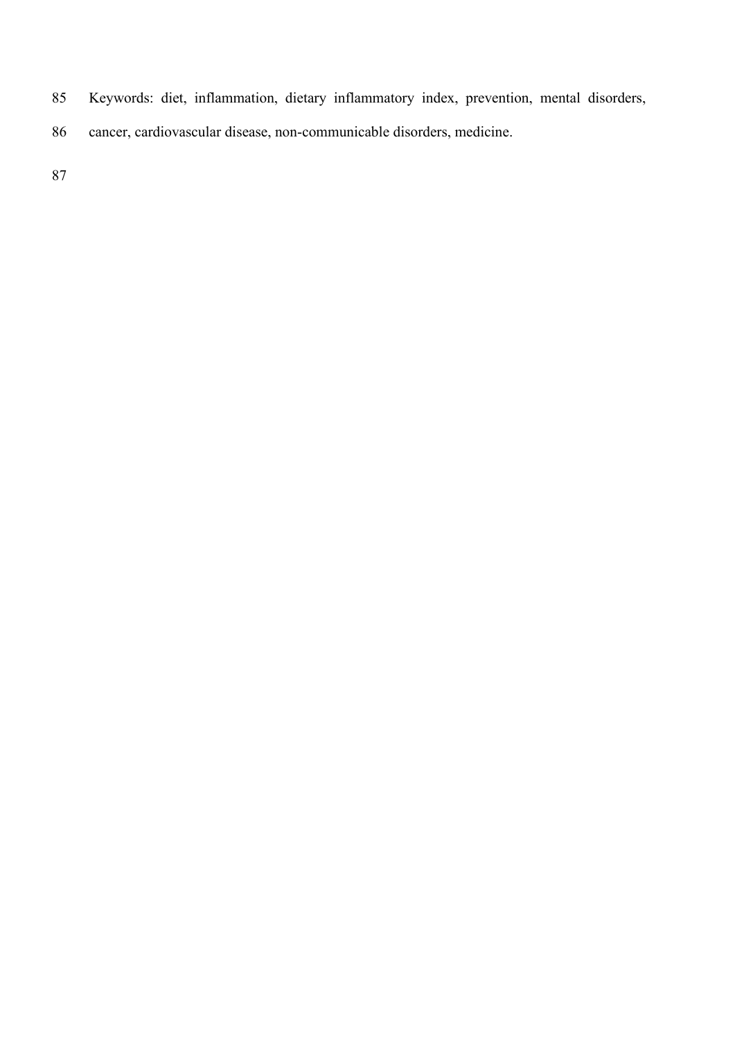Keywords: diet, inflammation, dietary inflammatory index, prevention, mental disorders, cancer, cardiovascular disease, non-communicable disorders, medicine.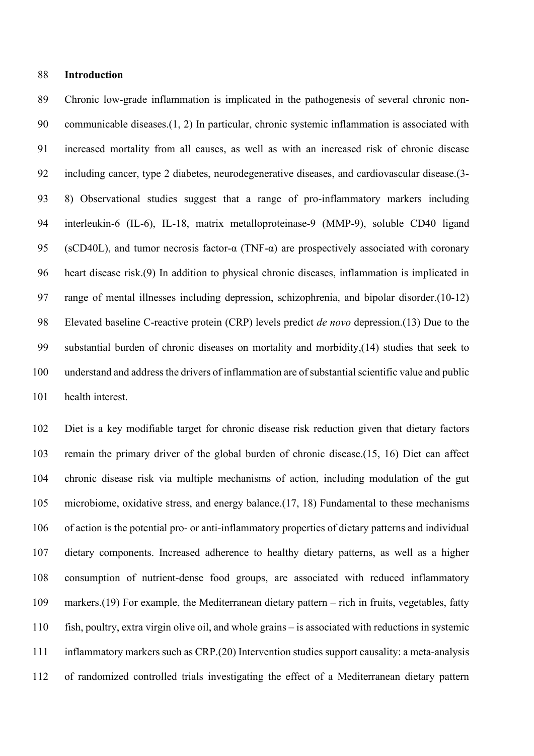## Introduction

Chronic low-grade inflammation is implicated in the pathogenesis of several chronic non-communicable diseases.(1, 2) In particular, chronic systemic inflammation is associated with increased mortality from all causes, as well as with an increased risk of chronic disease including cancer, type 2 diabetes, neurodegenerative diseases, and cardiovascular disease.(3-8) Observational studies suggest that a range of pro-inflammatory markers including interleukin-6 (IL-6), IL-18, matrix metalloproteinase-9 (MMP-9), soluble CD40 ligand (sCD40L), and tumor necrosis factor-α (TNF-α) are prospectively associated with coronary heart disease risk.(9) In addition to physical chronic diseases, inflammation is implicated in range of mental illnesses including depression, schizophrenia, and bipolar disorder.(10-12) Elevated baseline C-reactive protein (CRP) levels predict *de novo* depression.(13) Due to the substantial burden of chronic diseases on mortality and morbidity,(14) studies that seek to understand and address the drivers of inflammation are of substantial scientific value and public health interest.

Diet is a key modifiable target for chronic disease risk reduction given that dietary factors remain the primary driver of the global burden of chronic disease.(15, 16) Diet can affect chronic disease risk via multiple mechanisms of action, including modulation of the gut microbiome, oxidative stress, and energy balance.(17, 18) Fundamental to these mechanisms of action is the potential pro- or anti-inflammatory properties of dietary patterns and individual dietary components. Increased adherence to healthy dietary patterns, as well as a higher consumption of nutrient-dense food groups, are associated with reduced inflammatory markers.(19) For example, the Mediterranean dietary pattern – rich in fruits, vegetables, fatty fish, poultry, extra virgin olive oil, and whole grains – is associated with reductions in systemic inflammatory markers such as CRP.(20) Intervention studies support causality: a meta-analysis of randomized controlled trials investigating the effect of a Mediterranean dietary pattern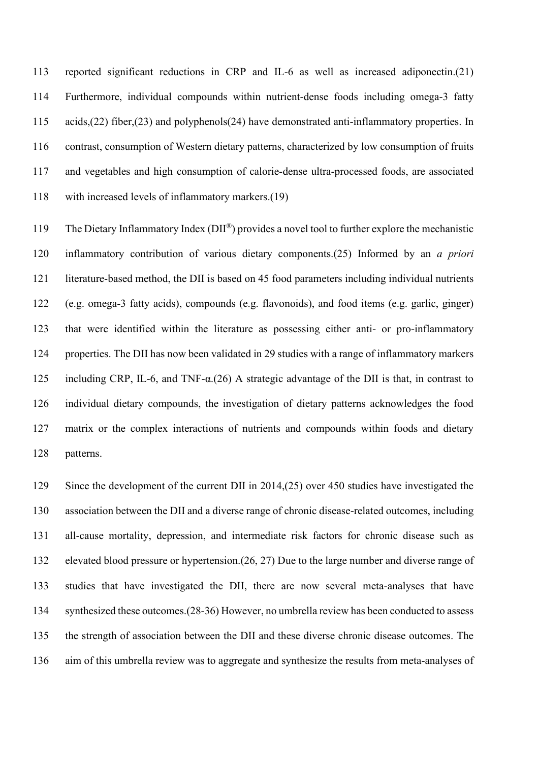reported significant reductions in CRP and IL-6 as well as increased adiponectin.(21) Furthermore, individual compounds within nutrient-dense foods including omega-3 fatty acids,(22) fiber,(23) and polyphenols(24) have demonstrated anti-inflammatory properties. In contrast, consumption of Western dietary patterns, characterized by low consumption of fruits and vegetables and high consumption of calorie-dense ultra-processed foods, are associated with increased levels of inflammatory markers.(19)

The Dietary Inflammatory Index (DII®) provides a novel tool to further explore the mechanistic inflammatory contribution of various dietary components.(25) Informed by an *a priori* literature-based method, the DII is based on 45 food parameters including individual nutrients (e.g. omega-3 fatty acids), compounds (e.g. flavonoids), and food items (e.g. garlic, ginger) that were identified within the literature as possessing either anti- or pro-inflammatory properties. The DII has now been validated in 29 studies with a range of inflammatory markers including CRP, IL-6, and TNF-α.(26) A strategic advantage of the DII is that, in contrast to individual dietary compounds, the investigation of dietary patterns acknowledges the food matrix or the complex interactions of nutrients and compounds within foods and dietary patterns.

Since the development of the current DII in 2014,(25) over 450 studies have investigated the association between the DII and a diverse range of chronic disease-related outcomes, including all-cause mortality, depression, and intermediate risk factors for chronic disease such as elevated blood pressure or hypertension.(26, 27) Due to the large number and diverse range of studies that have investigated the DII, there are now several meta-analyses that have synthesized these outcomes.(28-36) However, no umbrella review has been conducted to assess the strength of association between the DII and these diverse chronic disease outcomes. The aim of this umbrella review was to aggregate and synthesize the results from meta-analyses of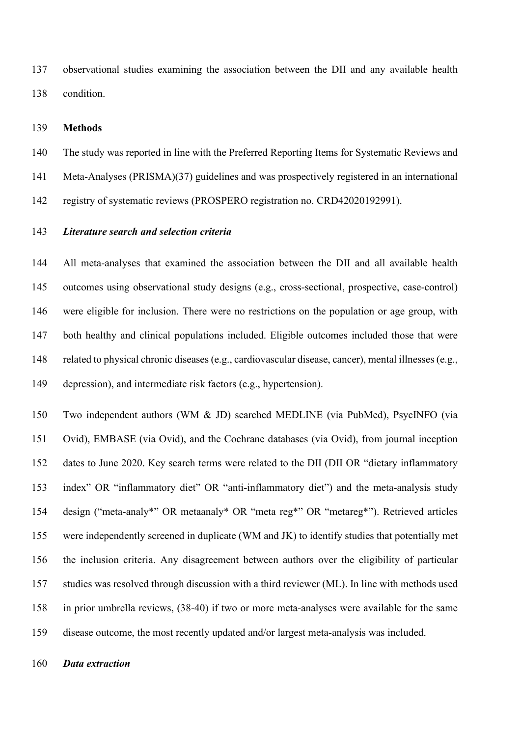observational studies examining the association between the DII and any available health condition.

## Methods

The study was reported in line with the Preferred Reporting Items for Systematic Reviews and Meta-Analyses (PRISMA)(37) guidelines and was prospectively registered in an international registry of systematic reviews (PROSPERO registration no. CRD42020192991).

### *Literature search and selection criteria*

All meta-analyses that examined the association between the DII and all available health outcomes using observational study designs (e.g., cross-sectional, prospective, case-control) were eligible for inclusion. There were no restrictions on the population or age group, with both healthy and clinical populations included. Eligible outcomes included those that were related to physical chronic diseases (e.g., cardiovascular disease, cancer), mental illnesses (e.g., depression), and intermediate risk factors (e.g., hypertension).

Two independent authors (WM & JD) searched MEDLINE (via PubMed), PsycINFO (via Ovid), EMBASE (via Ovid), and the Cochrane databases (via Ovid), from journal inception dates to June 2020. Key search terms were related to the DII (DII OR "dietary inflammatory index" OR "inflammatory diet" OR "anti-inflammatory diet") and the meta-analysis study design ("meta-analy*" OR metaanaly* OR "meta reg*" OR "metareg*"). Retrieved articles were independently screened in duplicate (WM and JK) to identify studies that potentially met the inclusion criteria. Any disagreement between authors over the eligibility of particular studies was resolved through discussion with a third reviewer (ML). In line with methods used in prior umbrella reviews, (38-40) if two or more meta-analyses were available for the same disease outcome, the most recently updated and/or largest meta-analysis was included.

### *Data extraction*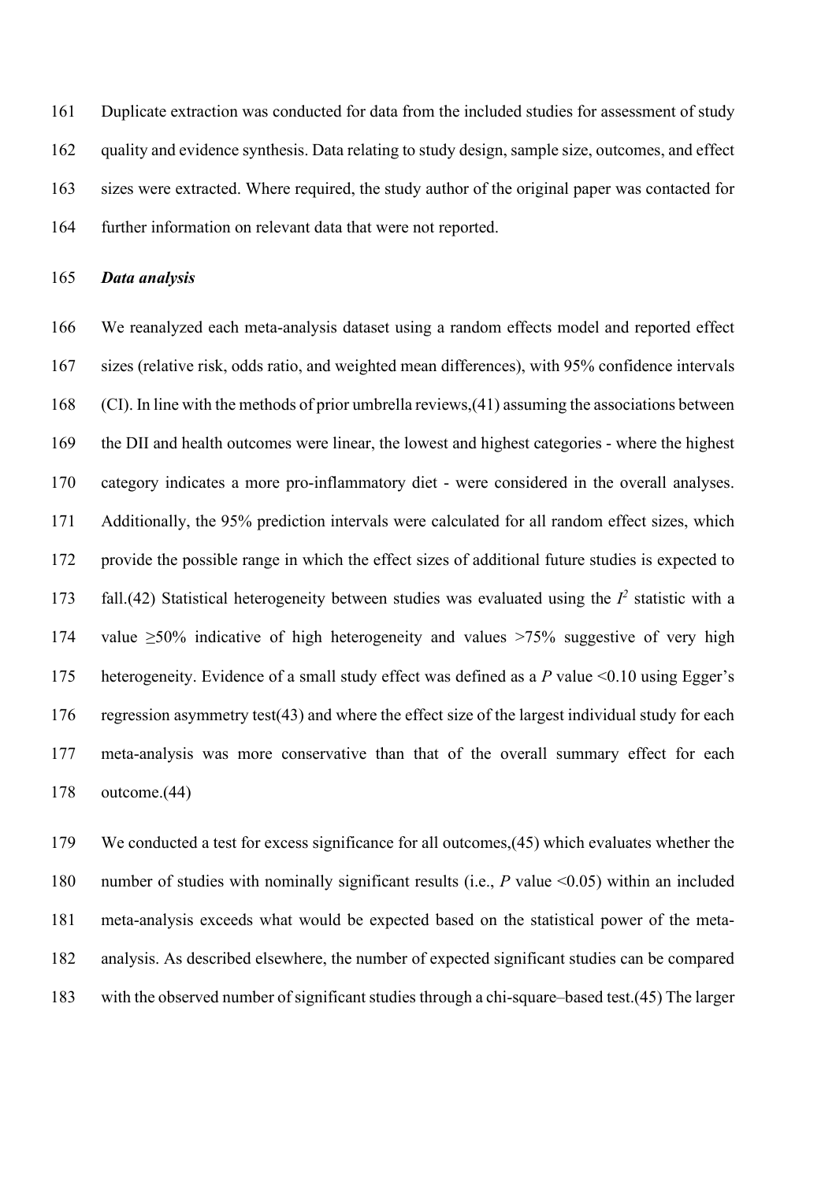Duplicate extraction was conducted for data from the included studies for assessment of study quality and evidence synthesis. Data relating to study design, sample size, outcomes, and effect sizes were extracted. Where required, the study author of the original paper was contacted for further information on relevant data that were not reported.

### *Data analysis*

We reanalyzed each meta-analysis dataset using a random effects model and reported effect sizes (relative risk, odds ratio, and weighted mean differences), with 95% confidence intervals (CI). In line with the methods of prior umbrella reviews,(41) assuming the associations between the DII and health outcomes were linear, the lowest and highest categories - where the highest category indicates a more pro-inflammatory diet - were considered in the overall analyses. Additionally, the 95% prediction intervals were calculated for all random effect sizes, which provide the possible range in which the effect sizes of additional future studies is expected to fall.(42) Statistical heterogeneity between studies was evaluated using the $I^2$ statistic with a value ≥50% indicative of high heterogeneity and values >75% suggestive of very high heterogeneity. Evidence of a small study effect was defined as a $P$ value <0.10 using Egger's regression asymmetry test(43) and where the effect size of the largest individual study for each meta-analysis was more conservative than that of the overall summary effect for each outcome.(44)

We conducted a test for excess significance for all outcomes,(45) which evaluates whether the number of studies with nominally significant results (i.e., $P$ value <0.05) within an included meta-analysis exceeds what would be expected based on the statistical power of the meta-analysis. As described elsewhere, the number of expected significant studies can be compared with the observed number of significant studies through a chi-square–based test.(45) The larger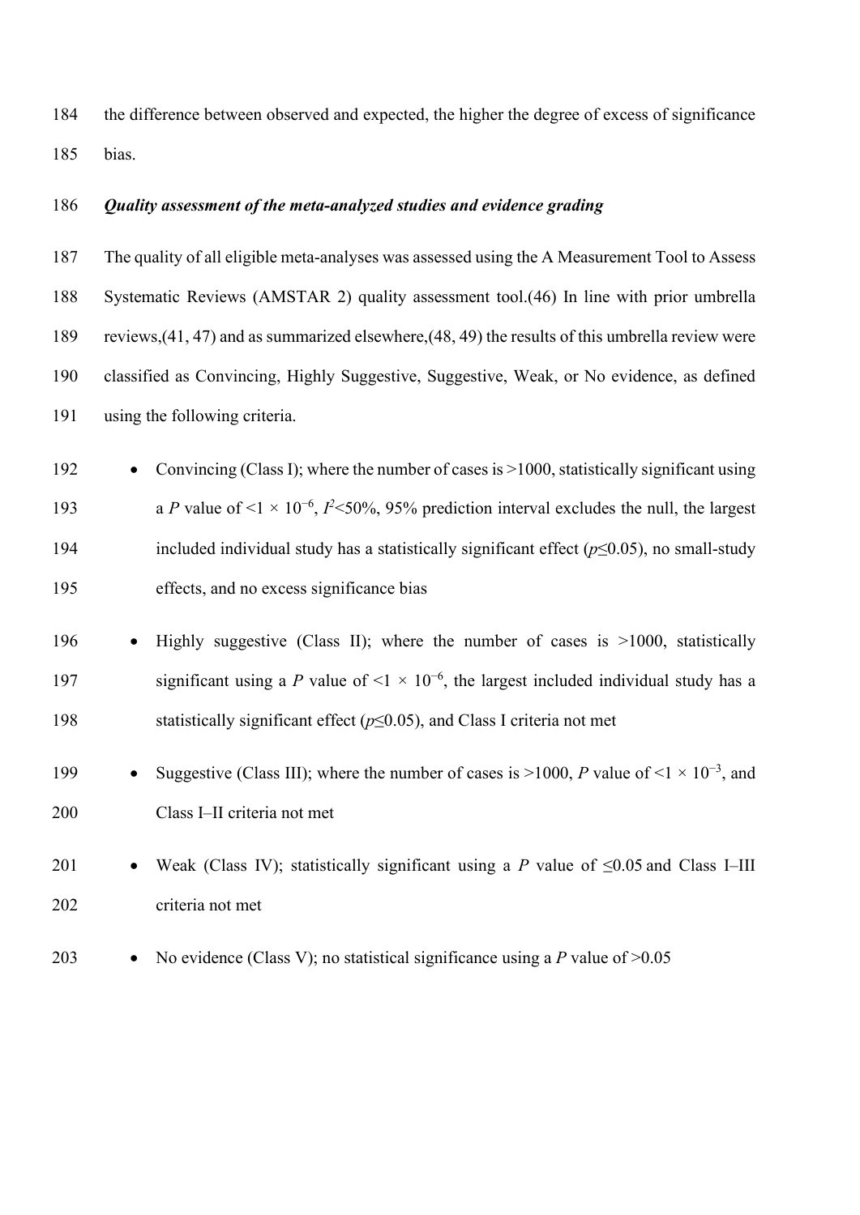the difference between observed and expected, the higher the degree of excess of significance bias.

***Quality assessment of the meta-analyzed studies and evidence grading***

The quality of all eligible meta-analyses was assessed using the A Measurement Tool to Assess Systematic Reviews (AMSTAR 2) quality assessment tool.(46) In line with prior umbrella reviews,(41, 47) and as summarized elsewhere,(48, 49) the results of this umbrella review were classified as Convincing, Highly Suggestive, Suggestive, Weak, or No evidence, as defined using the following criteria.

- Convincing (Class I); where the number of cases is >1000, statistically significant using a $P$ value of $<1 \times 10^{-6}$, $I^2<50\%$, 95% prediction interval excludes the null, the largest included individual study has a statistically significant effect ($p \leq 0.05$), no small-study effects, and no excess significance bias
- Highly suggestive (Class II); where the number of cases is >1000, statistically significant using a $P$ value of $<1 \times 10^{-6}$, the largest included individual study has a statistically significant effect ($p \leq 0.05$), and Class I criteria not met
- Suggestive (Class III); where the number of cases is >1000, $P$ value of $<1 \times 10^{-3}$, and Class I–II criteria not met
- Weak (Class IV); statistically significant using a $P$ value of $\leq 0.05$ and Class I–III criteria not met
- No evidence (Class V); no statistical significance using a $P$ value of $>0.05$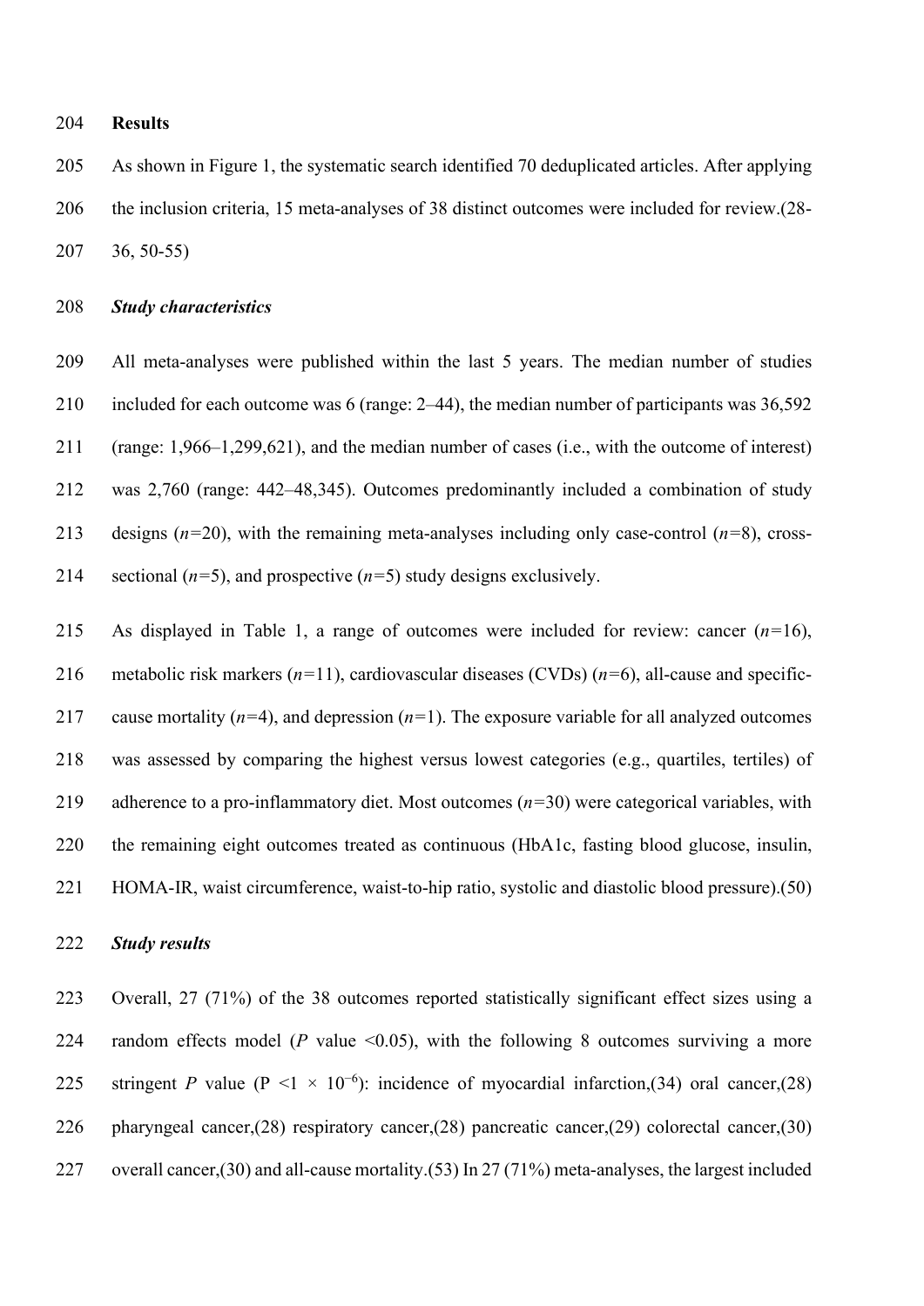## Results

As shown in Figure 1, the systematic search identified 70 deduplicated articles. After applying the inclusion criteria, 15 meta-analyses of 38 distinct outcomes were included for review.(28-36, 50-55)

### *Study characteristics*

All meta-analyses were published within the last 5 years. The median number of studies included for each outcome was 6 (range: 2–44), the median number of participants was 36,592 (range: 1,966–1,299,621), and the median number of cases (i.e., with the outcome of interest) was 2,760 (range: 442–48,345). Outcomes predominantly included a combination of study designs ($n$=20), with the remaining meta-analyses including only case-control ($n$=8), cross-sectional ($n$=5), and prospective ($n$=5) study designs exclusively.

As displayed in Table 1, a range of outcomes were included for review: cancer ($n$=16), metabolic risk markers ($n$=11), cardiovascular diseases (CVDs) ($n$=6), all-cause and specific-cause mortality ($n$=4), and depression ($n$=1). The exposure variable for all analyzed outcomes was assessed by comparing the highest versus lowest categories (e.g., quartiles, tertiles) of adherence to a pro-inflammatory diet. Most outcomes ($n$=30) were categorical variables, with the remaining eight outcomes treated as continuous (HbA1c, fasting blood glucose, insulin, HOMA-IR, waist circumference, waist-to-hip ratio, systolic and diastolic blood pressure).(50)

### *Study results*

Overall, 27 (71%) of the 38 outcomes reported statistically significant effect sizes using a random effects model ($P$ value <0.05), with the following 8 outcomes surviving a more stringent $P$ value ($P < 1 \times 10^{-6}$): incidence of myocardial infarction,(34) oral cancer,(28) pharyngeal cancer,(28) respiratory cancer,(28) pancreatic cancer,(29) colorectal cancer,(30) overall cancer,(30) and all-cause mortality.(53) In 27 (71%) meta-analyses, the largest included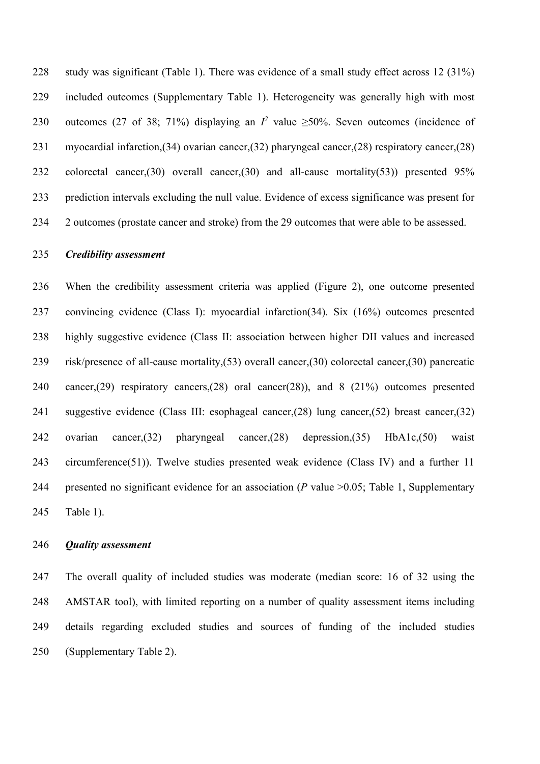study was significant (Table 1). There was evidence of a small study effect across 12 (31%) included outcomes (Supplementary Table 1). Heterogeneity was generally high with most outcomes (27 of 38; 71%) displaying an $I^2$ value ≥50%. Seven outcomes (incidence of myocardial infarction,(34) ovarian cancer,(32) pharyngeal cancer,(28) respiratory cancer,(28) colorectal cancer,(30) overall cancer,(30) and all-cause mortality(53)) presented 95% prediction intervals excluding the null value. Evidence of excess significance was present for 2 outcomes (prostate cancer and stroke) from the 29 outcomes that were able to be assessed.

***Credibility assessment***

When the credibility assessment criteria was applied (Figure 2), one outcome presented convincing evidence (Class I): myocardial infarction(34). Six (16%) outcomes presented highly suggestive evidence (Class II: association between higher DII values and increased risk/presence of all-cause mortality,(53) overall cancer,(30) colorectal cancer,(30) pancreatic cancer,(29) respiratory cancers,(28) oral cancer(28)), and 8 (21%) outcomes presented suggestive evidence (Class III: esophageal cancer,(28) lung cancer,(52) breast cancer,(32) ovarian cancer,(32) pharyngeal cancer,(28) depression,(35) HbA1c,(50) waist circumference(51)). Twelve studies presented weak evidence (Class IV) and a further 11 presented no significant evidence for an association (*P* value >0.05; Table 1, Supplementary Table 1).

***Quality assessment***

The overall quality of included studies was moderate (median score: 16 of 32 using the AMSTAR tool), with limited reporting on a number of quality assessment items including details regarding excluded studies and sources of funding of the included studies (Supplementary Table 2).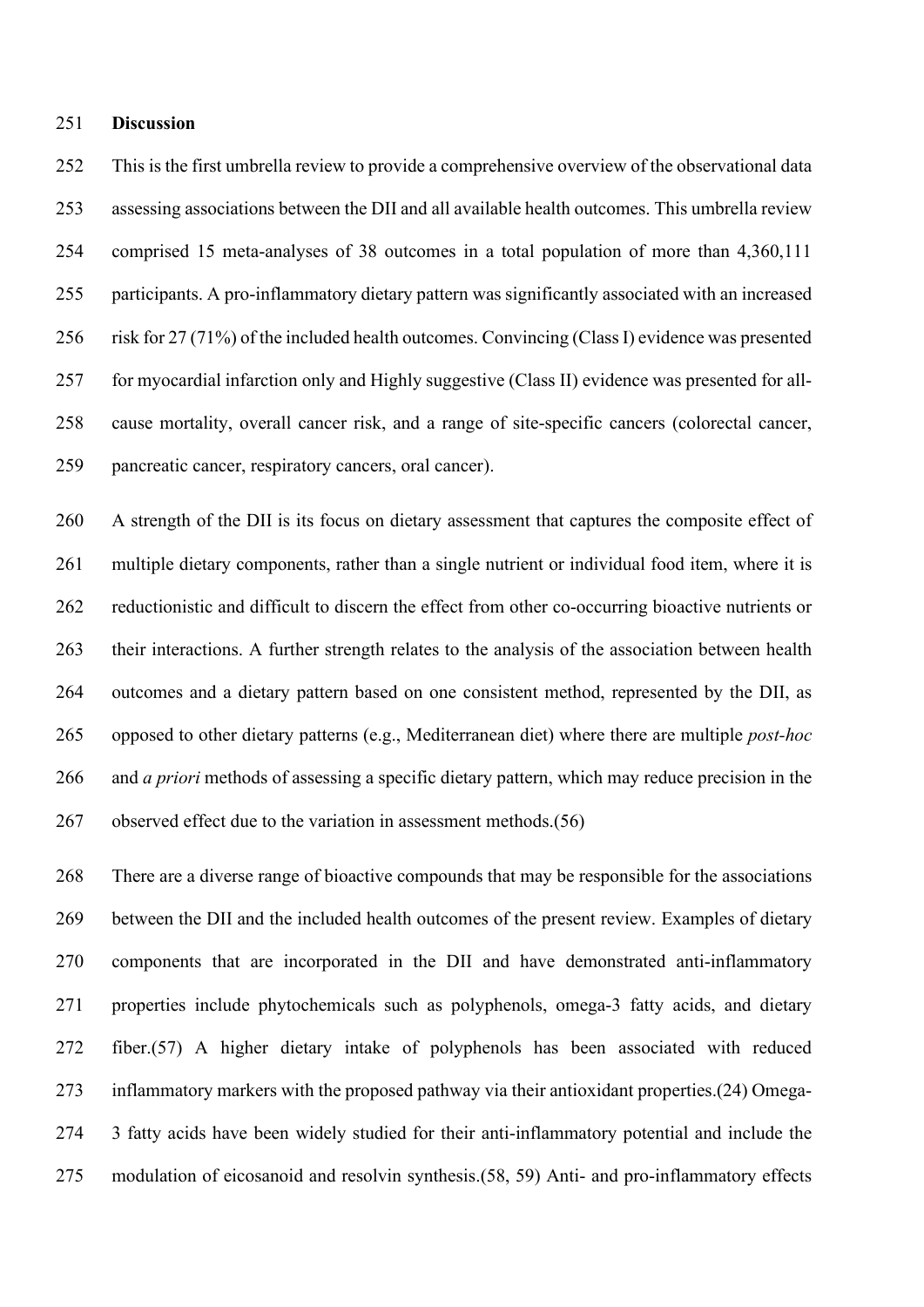## Discussion

This is the first umbrella review to provide a comprehensive overview of the observational data assessing associations between the DII and all available health outcomes. This umbrella review comprised 15 meta-analyses of 38 outcomes in a total population of more than 4,360,111 participants. A pro-inflammatory dietary pattern was significantly associated with an increased risk for 27 (71%) of the included health outcomes. Convincing (Class I) evidence was presented for myocardial infarction only and Highly suggestive (Class II) evidence was presented for all-cause mortality, overall cancer risk, and a range of site-specific cancers (colorectal cancer, pancreatic cancer, respiratory cancers, oral cancer).

A strength of the DII is its focus on dietary assessment that captures the composite effect of multiple dietary components, rather than a single nutrient or individual food item, where it is reductionistic and difficult to discern the effect from other co-occurring bioactive nutrients or their interactions. A further strength relates to the analysis of the association between health outcomes and a dietary pattern based on one consistent method, represented by the DII, as opposed to other dietary patterns (e.g., Mediterranean diet) where there are multiple *post-hoc* and *a priori* methods of assessing a specific dietary pattern, which may reduce precision in the observed effect due to the variation in assessment methods.(56)

There are a diverse range of bioactive compounds that may be responsible for the associations between the DII and the included health outcomes of the present review. Examples of dietary components that are incorporated in the DII and have demonstrated anti-inflammatory properties include phytochemicals such as polyphenols, omega-3 fatty acids, and dietary fiber.(57) A higher dietary intake of polyphenols has been associated with reduced inflammatory markers with the proposed pathway via their antioxidant properties.(24) Omega-3 fatty acids have been widely studied for their anti-inflammatory potential and include the modulation of eicosanoid and resolvin synthesis.(58, 59) Anti- and pro-inflammatory effects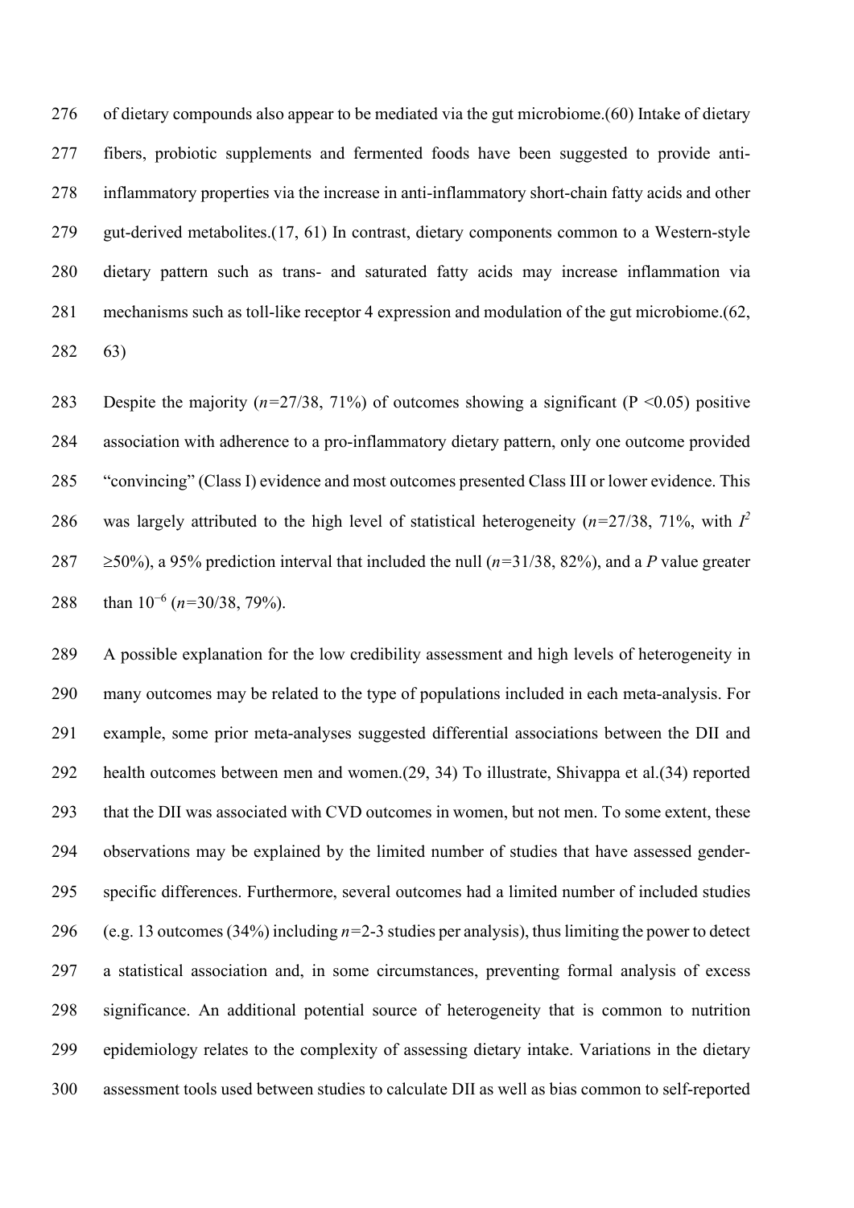of dietary compounds also appear to be mediated via the gut microbiome.(60) Intake of dietary fibers, probiotic supplements and fermented foods have been suggested to provide anti-inflammatory properties via the increase in anti-inflammatory short-chain fatty acids and other gut-derived metabolites.(17, 61) In contrast, dietary components common to a Western-style dietary pattern such as trans- and saturated fatty acids may increase inflammation via mechanisms such as toll-like receptor 4 expression and modulation of the gut microbiome.(62, 63)

Despite the majority ($n$=27/38, 71%) of outcomes showing a significant ($P < 0.05$) positive association with adherence to a pro-inflammatory dietary pattern, only one outcome provided "convincing" (Class I) evidence and most outcomes presented Class III or lower evidence. This was largely attributed to the high level of statistical heterogeneity ($n$=27/38, 71%, with $I^2 \geq 50\%$), a 95% prediction interval that included the null ($n$=31/38, 82%), and a $P$ value greater than $10^{-6}$ ($n$=30/38, 79%).

A possible explanation for the low credibility assessment and high levels of heterogeneity in many outcomes may be related to the type of populations included in each meta-analysis. For example, some prior meta-analyses suggested differential associations between the DII and health outcomes between men and women.(29, 34) To illustrate, Shivappa et al.(34) reported that the DII was associated with CVD outcomes in women, but not men. To some extent, these observations may be explained by the limited number of studies that have assessed gender-specific differences. Furthermore, several outcomes had a limited number of included studies (e.g. 13 outcomes (34%) including $n$=2-3 studies per analysis), thus limiting the power to detect a statistical association and, in some circumstances, preventing formal analysis of excess significance. An additional potential source of heterogeneity that is common to nutrition epidemiology relates to the complexity of assessing dietary intake. Variations in the dietary assessment tools used between studies to calculate DII as well as bias common to self-reported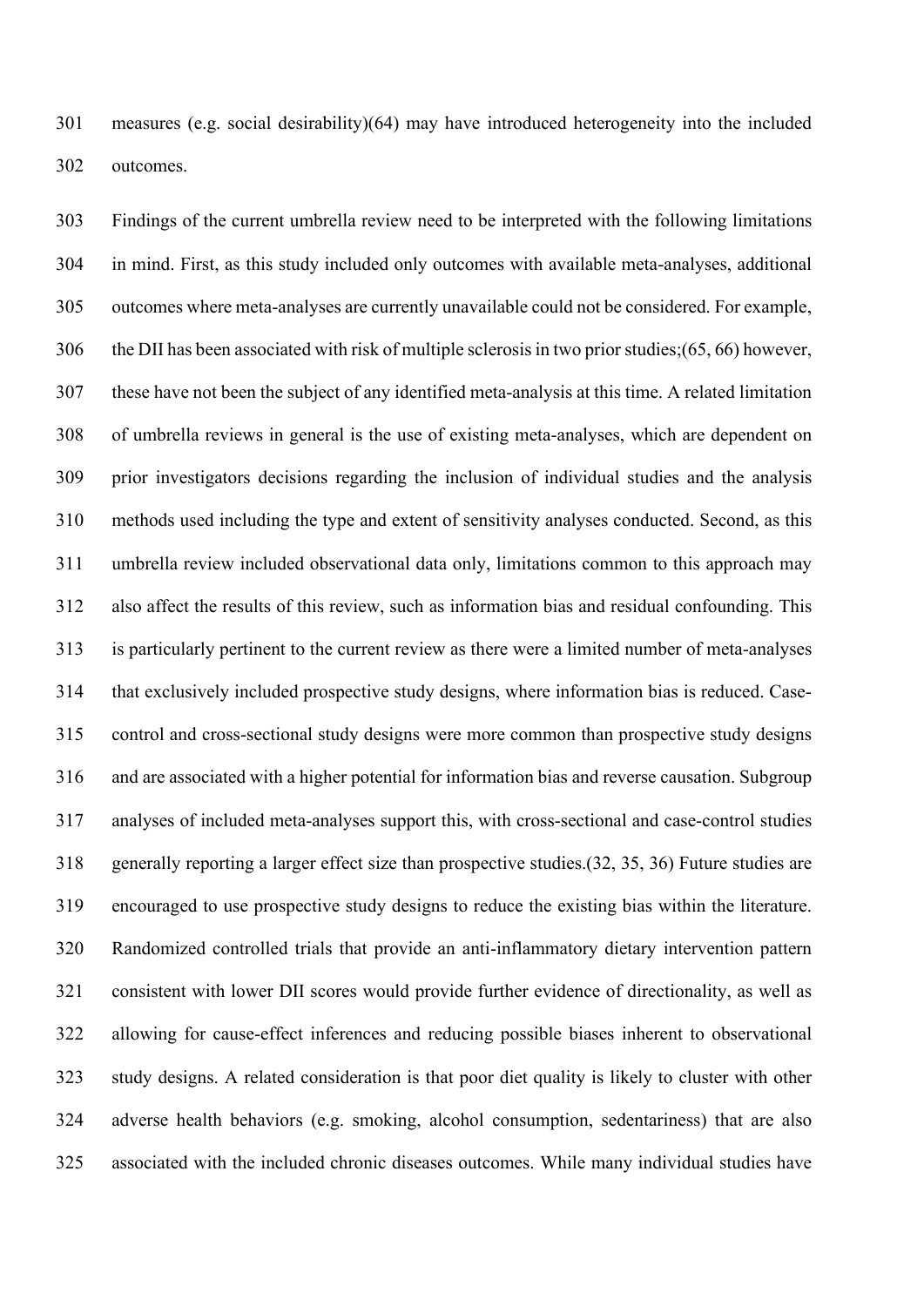measures (e.g. social desirability)(64) may have introduced heterogeneity into the included outcomes.

Findings of the current umbrella review need to be interpreted with the following limitations in mind. First, as this study included only outcomes with available meta-analyses, additional outcomes where meta-analyses are currently unavailable could not be considered. For example, the DII has been associated with risk of multiple sclerosis in two prior studies;(65, 66) however, these have not been the subject of any identified meta-analysis at this time. A related limitation of umbrella reviews in general is the use of existing meta-analyses, which are dependent on prior investigators decisions regarding the inclusion of individual studies and the analysis methods used including the type and extent of sensitivity analyses conducted. Second, as this umbrella review included observational data only, limitations common to this approach may also affect the results of this review, such as information bias and residual confounding. This is particularly pertinent to the current review as there were a limited number of meta-analyses that exclusively included prospective study designs, where information bias is reduced. Case-control and cross-sectional study designs were more common than prospective study designs and are associated with a higher potential for information bias and reverse causation. Subgroup analyses of included meta-analyses support this, with cross-sectional and case-control studies generally reporting a larger effect size than prospective studies.(32, 35, 36) Future studies are encouraged to use prospective study designs to reduce the existing bias within the literature. Randomized controlled trials that provide an anti-inflammatory dietary intervention pattern consistent with lower DII scores would provide further evidence of directionality, as well as allowing for cause-effect inferences and reducing possible biases inherent to observational study designs. A related consideration is that poor diet quality is likely to cluster with other adverse health behaviors (e.g. smoking, alcohol consumption, sedentariness) that are also associated with the included chronic diseases outcomes. While many individual studies have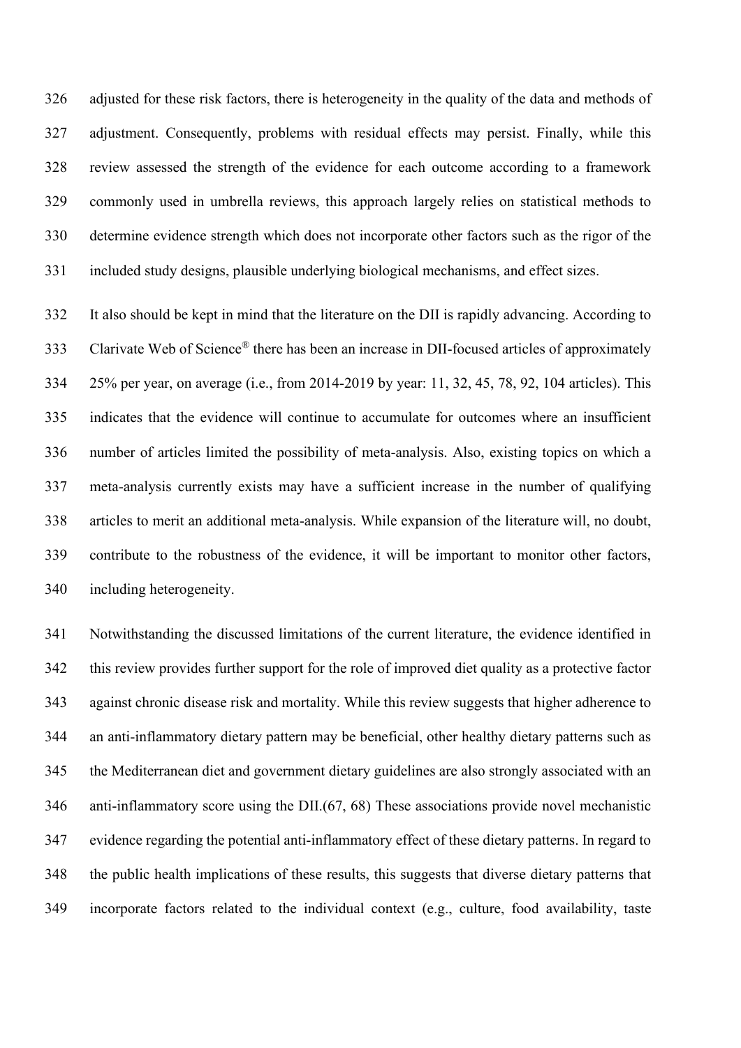adjusted for these risk factors, there is heterogeneity in the quality of the data and methods of adjustment. Consequently, problems with residual effects may persist. Finally, while this review assessed the strength of the evidence for each outcome according to a framework commonly used in umbrella reviews, this approach largely relies on statistical methods to determine evidence strength which does not incorporate other factors such as the rigor of the included study designs, plausible underlying biological mechanisms, and effect sizes.

It also should be kept in mind that the literature on the DII is rapidly advancing. According to Clarivate Web of Science® there has been an increase in DII-focused articles of approximately 25% per year, on average (i.e., from 2014-2019 by year: 11, 32, 45, 78, 92, 104 articles). This indicates that the evidence will continue to accumulate for outcomes where an insufficient number of articles limited the possibility of meta-analysis. Also, existing topics on which a meta-analysis currently exists may have a sufficient increase in the number of qualifying articles to merit an additional meta-analysis. While expansion of the literature will, no doubt, contribute to the robustness of the evidence, it will be important to monitor other factors, including heterogeneity.

Notwithstanding the discussed limitations of the current literature, the evidence identified in this review provides further support for the role of improved diet quality as a protective factor against chronic disease risk and mortality. While this review suggests that higher adherence to an anti-inflammatory dietary pattern may be beneficial, other healthy dietary patterns such as the Mediterranean diet and government dietary guidelines are also strongly associated with an anti-inflammatory score using the DII.(67, 68) These associations provide novel mechanistic evidence regarding the potential anti-inflammatory effect of these dietary patterns. In regard to the public health implications of these results, this suggests that diverse dietary patterns that incorporate factors related to the individual context (e.g., culture, food availability, taste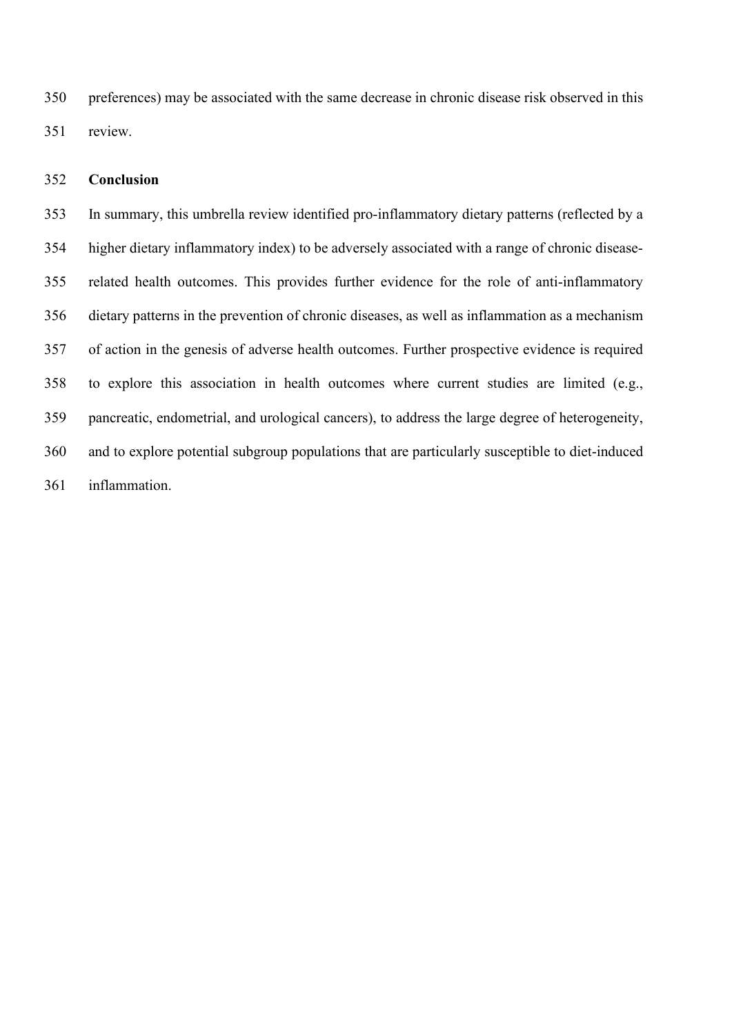preferences) may be associated with the same decrease in chronic disease risk observed in this review.

## Conclusion

In summary, this umbrella review identified pro-inflammatory dietary patterns (reflected by a higher dietary inflammatory index) to be adversely associated with a range of chronic disease-related health outcomes. This provides further evidence for the role of anti-inflammatory dietary patterns in the prevention of chronic diseases, as well as inflammation as a mechanism of action in the genesis of adverse health outcomes. Further prospective evidence is required to explore this association in health outcomes where current studies are limited (e.g., pancreatic, endometrial, and urological cancers), to address the large degree of heterogeneity, and to explore potential subgroup populations that are particularly susceptible to diet-induced inflammation.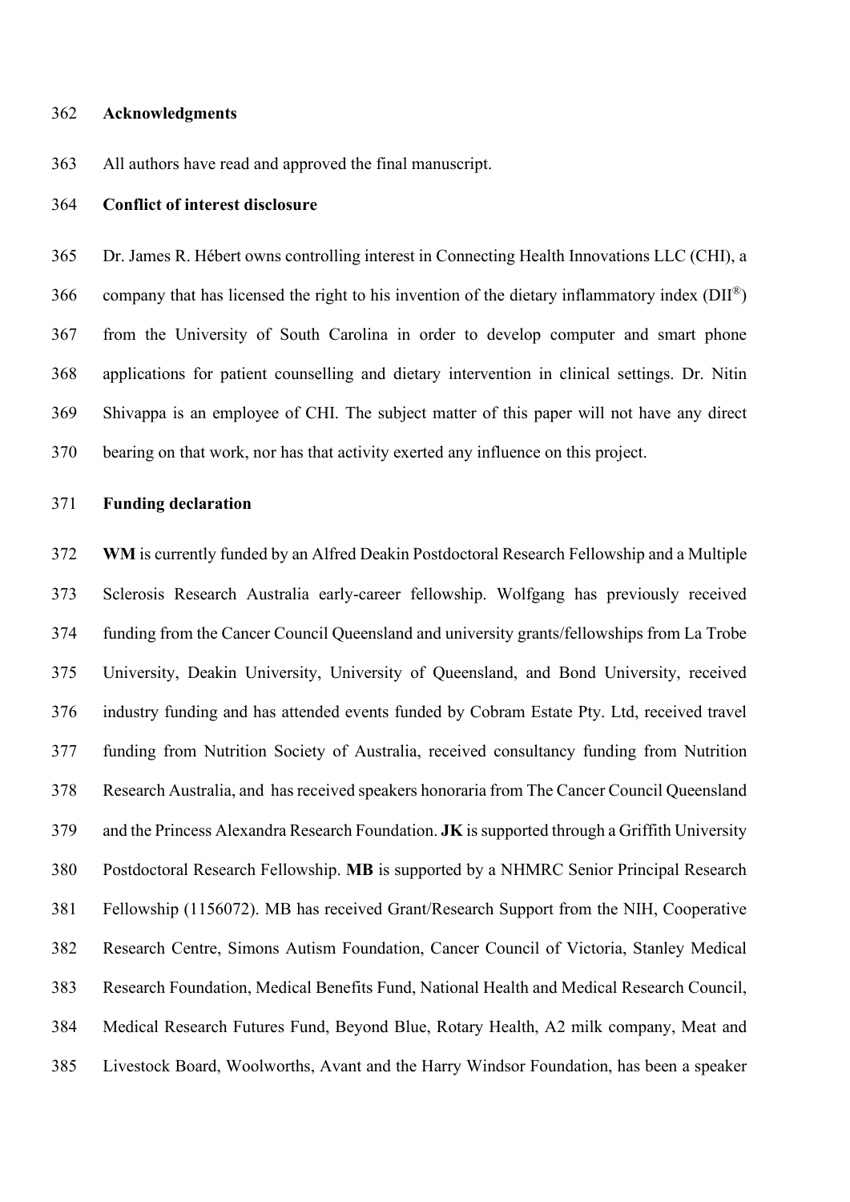## Acknowledgments

All authors have read and approved the final manuscript.

## Conflict of interest disclosure

Dr. James R. Hébert owns controlling interest in Connecting Health Innovations LLC (CHI), a company that has licensed the right to his invention of the dietary inflammatory index (DII®) from the University of South Carolina in order to develop computer and smart phone applications for patient counselling and dietary intervention in clinical settings. Dr. Nitin Shivappa is an employee of CHI. The subject matter of this paper will not have any direct bearing on that work, nor has that activity exerted any influence on this project.

## Funding declaration

**WM** is currently funded by an Alfred Deakin Postdoctoral Research Fellowship and a Multiple Sclerosis Research Australia early-career fellowship. Wolfgang has previously received funding from the Cancer Council Queensland and university grants/fellowships from La Trobe University, Deakin University, University of Queensland, and Bond University, received industry funding and has attended events funded by Cobram Estate Pty. Ltd, received travel funding from Nutrition Society of Australia, received consultancy funding from Nutrition Research Australia, and has received speakers honoraria from The Cancer Council Queensland and the Princess Alexandra Research Foundation. **JK** is supported through a Griffith University Postdoctoral Research Fellowship. **MB** is supported by a NHMRC Senior Principal Research Fellowship (1156072). MB has received Grant/Research Support from the NIH, Cooperative Research Centre, Simons Autism Foundation, Cancer Council of Victoria, Stanley Medical Research Foundation, Medical Benefits Fund, National Health and Medical Research Council, Medical Research Futures Fund, Beyond Blue, Rotary Health, A2 milk company, Meat and Livestock Board, Woolworths, Avant and the Harry Windsor Foundation, has been a speaker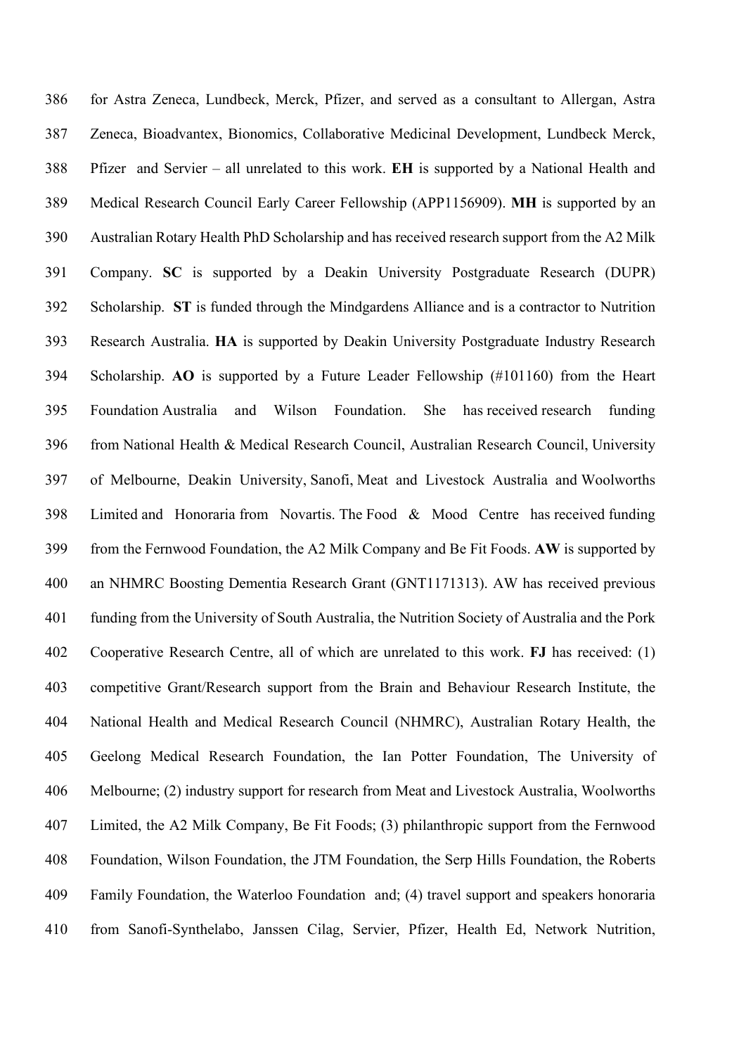for Astra Zeneca, Lundbeck, Merck, Pfizer, and served as a consultant to Allergan, Astra Zeneca, Bioadvantex, Bionomics, Collaborative Medicinal Development, Lundbeck Merck, Pfizer and Servier – all unrelated to this work. **EH** is supported by a National Health and Medical Research Council Early Career Fellowship (APP1156909). **MH** is supported by an Australian Rotary Health PhD Scholarship and has received research support from the A2 Milk Company. **SC** is supported by a Deakin University Postgraduate Research (DUPR) Scholarship. **ST** is funded through the Mindgardens Alliance and is a contractor to Nutrition Research Australia. **HA** is supported by Deakin University Postgraduate Industry Research Scholarship. **AO** is supported by a Future Leader Fellowship (#101160) from the Heart Foundation Australia and Wilson Foundation. She has received research funding from National Health & Medical Research Council, Australian Research Council, University of Melbourne, Deakin University, Sanofi, Meat and Livestock Australia and Woolworths Limited and Honoraria from Novartis. The Food & Mood Centre has received funding from the Fernwood Foundation, the A2 Milk Company and Be Fit Foods. **AW** is supported by an NHMRC Boosting Dementia Research Grant (GNT1171313). AW has received previous funding from the University of South Australia, the Nutrition Society of Australia and the Pork Cooperative Research Centre, all of which are unrelated to this work. **FJ** has received: (1) competitive Grant/Research support from the Brain and Behaviour Research Institute, the National Health and Medical Research Council (NHMRC), Australian Rotary Health, the Geelong Medical Research Foundation, the Ian Potter Foundation, The University of Melbourne; (2) industry support for research from Meat and Livestock Australia, Woolworths Limited, the A2 Milk Company, Be Fit Foods; (3) philanthropic support from the Fernwood Foundation, Wilson Foundation, the JTM Foundation, the Serp Hills Foundation, the Roberts Family Foundation, the Waterloo Foundation and; (4) travel support and speakers honoraria from Sanofi-Synthelabo, Janssen Cilag, Servier, Pfizer, Health Ed, Network Nutrition,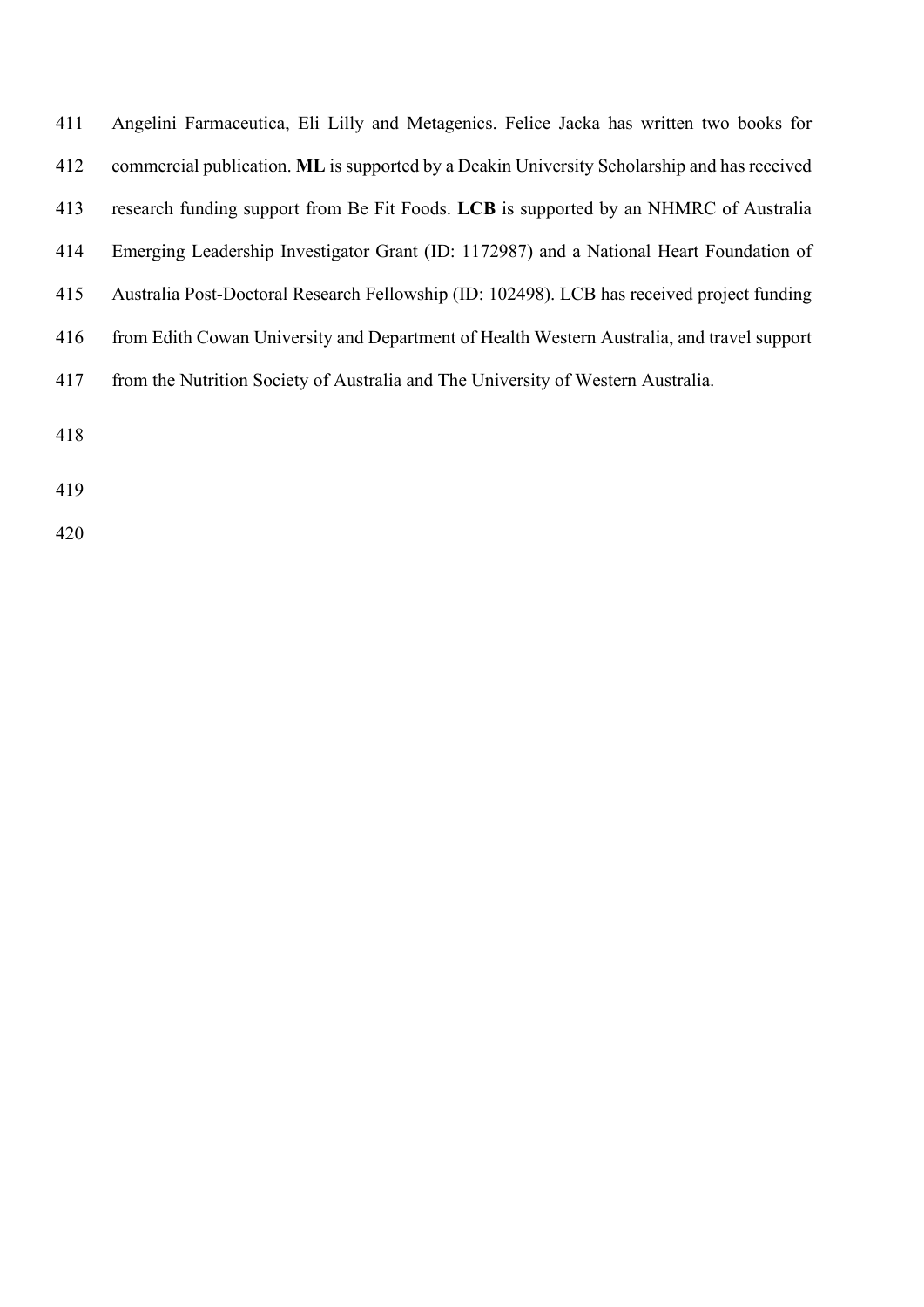Angelini Farmaceutica, Eli Lilly and Metagenics. Felice Jacka has written two books for commercial publication. **ML** is supported by a Deakin University Scholarship and has received research funding support from Be Fit Foods. **LCB** is supported by an NHMRC of Australia Emerging Leadership Investigator Grant (ID: 1172987) and a National Heart Foundation of Australia Post-Doctoral Research Fellowship (ID: 102498). LCB has received project funding from Edith Cowan University and Department of Health Western Australia, and travel support from the Nutrition Society of Australia and The University of Western Australia.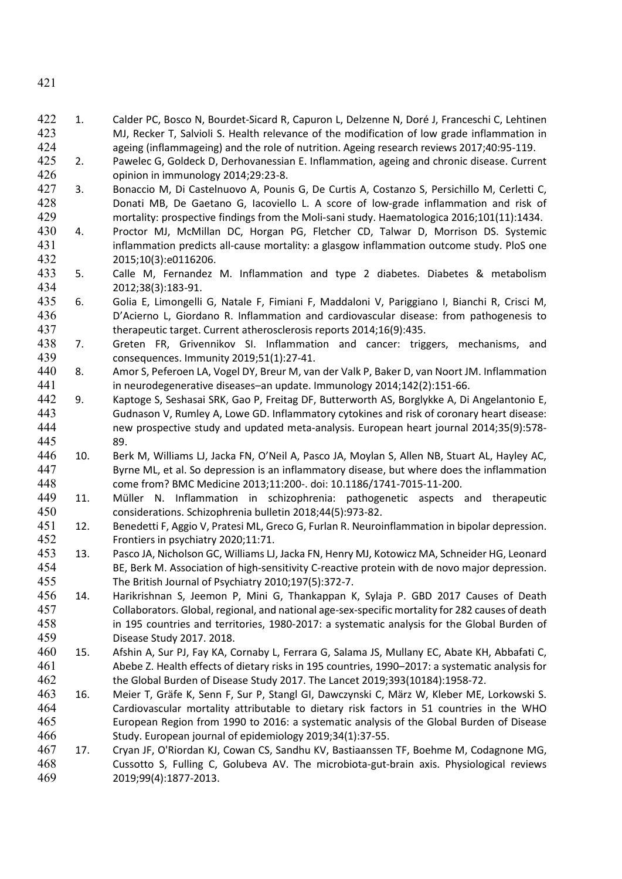1. Calder PC, Bosco N, Bourdet-Sicard R, Capuron L, Delzenne N, Doré J, Franceschi C, Lehtinen MJ, Recker T, Salvioli S. Health relevance of the modification of low grade inflammation in ageing (inflammageing) and the role of nutrition. Ageing research reviews 2017;40:95-119.
2. Pawelec G, Goldeck D, Derhovanessian E. Inflammation, ageing and chronic disease. Current opinion in immunology 2014;29:23-8.
3. Bonaccio M, Di Castelnuovo A, Pounis G, De Curtis A, Costanzo S, Persichillo M, Cerletti C, Donati MB, De Gaetano G, Iacoviello L. A score of low-grade inflammation and risk of mortality: prospective findings from the Moli-sani study. Haematologica 2016;101(11):1434.
4. Proctor MJ, McMillan DC, Horgan PG, Fletcher CD, Talwar D, Morrison DS. Systemic inflammation predicts all-cause mortality: a glasgow inflammation outcome study. PloS one 2015;10(3):e0116206.
5. Calle M, Fernandez M. Inflammation and type 2 diabetes. Diabetes & metabolism 2012;38(3):183-91.
6. Golia E, Limongelli G, Natale F, Fimiani F, Maddaloni V, Pariggiano I, Bianchi R, Crisci M, D'Acierno L, Giordano R. Inflammation and cardiovascular disease: from pathogenesis to therapeutic target. Current atherosclerosis reports 2014;16(9):435.
7. Greten FR, Grivennikov SI. Inflammation and cancer: triggers, mechanisms, and consequences. Immunity 2019;51(1):27-41.
8. Amor S, Peferoen LA, Vogel DY, Breur M, van der Valk P, Baker D, van Noort JM. Inflammation in neurodegenerative diseases–an update. Immunology 2014;142(2):151-66.
9. Kaptoge S, Seshasai SRK, Gao P, Freitag DF, Butterworth AS, Borglykke A, Di Angelantonio E, Gudnason V, Rumley A, Lowe GD. Inflammatory cytokines and risk of coronary heart disease: new prospective study and updated meta-analysis. European heart journal 2014;35(9):578-89.
10. Berk M, Williams LJ, Jacka FN, O'Neil A, Pasco JA, Moylan S, Allen NB, Stuart AL, Hayley AC, Byrne ML, et al. So depression is an inflammatory disease, but where does the inflammation come from? BMC Medicine 2013;11:200-. doi: 10.1186/1741-7015-11-200.
11. Müller N. Inflammation in schizophrenia: pathogenetic aspects and therapeutic considerations. Schizophrenia bulletin 2018;44(5):973-82.
12. Benedetti F, Aggio V, Pratesi ML, Greco G, Furlan R. Neuroinflammation in bipolar depression. Frontiers in psychiatry 2020;11:71.
13. Pasco JA, Nicholson GC, Williams LJ, Jacka FN, Henry MJ, Kotowicz MA, Schneider HG, Leonard BE, Berk M. Association of high-sensitivity C-reactive protein with de novo major depression. The British Journal of Psychiatry 2010;197(5):372-7.
14. Harikrishnan S, Jeemon P, Mini G, Thankappan K, Sylaja P. GBD 2017 Causes of Death Collaborators. Global, regional, and national age-sex-specific mortality for 282 causes of death in 195 countries and territories, 1980-2017: a systematic analysis for the Global Burden of Disease Study 2017. 2018.
15. Afshin A, Sur PJ, Fay KA, Cornaby L, Ferrara G, Salama JS, Mullany EC, Abate KH, Abbafati C, Abebe Z. Health effects of dietary risks in 195 countries, 1990–2017: a systematic analysis for the Global Burden of Disease Study 2017. The Lancet 2019;393(10184):1958-72.
16. Meier T, Gräfe K, Senn F, Sur P, Stangl GI, Dawczynski C, März W, Kleber ME, Lorkowski S. Cardiovascular mortality attributable to dietary risk factors in 51 countries in the WHO European Region from 1990 to 2016: a systematic analysis of the Global Burden of Disease Study. European journal of epidemiology 2019;34(1):37-55.
17. Cryan JF, O'Riordan KJ, Cowan CS, Sandhu KV, Bastiaanssen TF, Boehme M, Codagnone MG, Cussotto S, Fulling C, Golubeva AV. The microbiota-gut-brain axis. Physiological reviews 2019;99(4):1877-2013.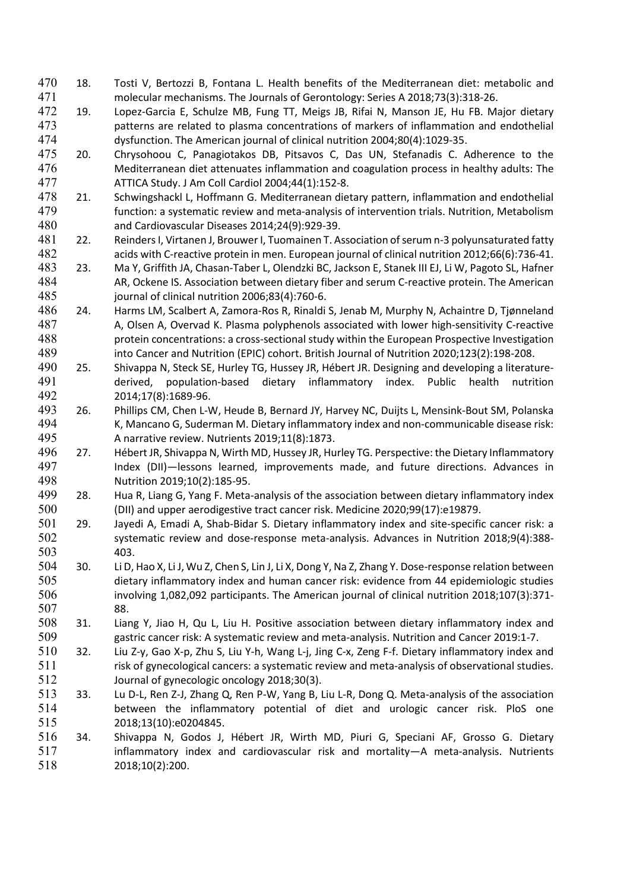18. Tosti V, Bertozzi B, Fontana L. Health benefits of the Mediterranean diet: metabolic and molecular mechanisms. The Journals of Gerontology: Series A 2018;73(3):318-26.
19. Lopez-Garcia E, Schulze MB, Fung TT, Meigs JB, Rifai N, Manson JE, Hu FB. Major dietary patterns are related to plasma concentrations of markers of inflammation and endothelial dysfunction. The American journal of clinical nutrition 2004;80(4):1029-35.
20. Chrysohoou C, Panagiotakos DB, Pitsavos C, Das UN, Stefanadis C. Adherence to the Mediterranean diet attenuates inflammation and coagulation process in healthy adults: The ATTICA Study. J Am Coll Cardiol 2004;44(1):152-8.
21. Schwingshackl L, Hoffmann G. Mediterranean dietary pattern, inflammation and endothelial function: a systematic review and meta-analysis of intervention trials. Nutrition, Metabolism and Cardiovascular Diseases 2014;24(9):929-39.
22. Reinders I, Virtanen J, Brouwer I, Tuomainen T. Association of serum n-3 polyunsaturated fatty acids with C-reactive protein in men. European journal of clinical nutrition 2012;66(6):736-41.
23. Ma Y, Griffith JA, Chasan-Taber L, Olendzki BC, Jackson E, Stanek III EJ, Li W, Pagoto SL, Hafner AR, Ockene IS. Association between dietary fiber and serum C-reactive protein. The American journal of clinical nutrition 2006;83(4):760-6.
24. Harms LM, Scalbert A, Zamora-Ros R, Rinaldi S, Jenab M, Murphy N, Achaintre D, Tjønneland A, Olsen A, Overvad K. Plasma polyphenols associated with lower high-sensitivity C-reactive protein concentrations: a cross-sectional study within the European Prospective Investigation into Cancer and Nutrition (EPIC) cohort. British Journal of Nutrition 2020;123(2):198-208.
25. Shivappa N, Steck SE, Hurley TG, Hussey JR, Hébert JR. Designing and developing a literature-derived, population-based dietary inflammatory index. Public health nutrition 2014;17(8):1689-96.
26. Phillips CM, Chen L-W, Heude B, Bernard JY, Harvey NC, Duijts L, Mensink-Bout SM, Polanska K, Mancano G, Suderman M. Dietary inflammatory index and non-communicable disease risk: A narrative review. Nutrients 2019;11(8):1873.
27. Hébert JR, Shivappa N, Wirth MD, Hussey JR, Hurley TG. Perspective: the Dietary Inflammatory Index (DII)—lessons learned, improvements made, and future directions. Advances in Nutrition 2019;10(2):185-95.
28. Hua R, Liang G, Yang F. Meta-analysis of the association between dietary inflammatory index (DII) and upper aerodigestive tract cancer risk. Medicine 2020;99(17):e19879.
29. Jayedi A, Emadi A, Shab-Bidar S. Dietary inflammatory index and site-specific cancer risk: a systematic review and dose-response meta-analysis. Advances in Nutrition 2018;9(4):388-403.
30. Li D, Hao X, Li J, Wu Z, Chen S, Lin J, Li X, Dong Y, Na Z, Zhang Y. Dose-response relation between dietary inflammatory index and human cancer risk: evidence from 44 epidemiologic studies involving 1,082,092 participants. The American journal of clinical nutrition 2018;107(3):371-88.
31. Liang Y, Jiao H, Qu L, Liu H. Positive association between dietary inflammatory index and gastric cancer risk: A systematic review and meta-analysis. Nutrition and Cancer 2019:1-7.
32. Liu Z-y, Gao X-p, Zhu S, Liu Y-h, Wang L-j, Jing C-x, Zeng F-f. Dietary inflammatory index and risk of gynecological cancers: a systematic review and meta-analysis of observational studies. Journal of gynecologic oncology 2018;30(3).
33. Lu D-L, Ren Z-J, Zhang Q, Ren P-W, Yang B, Liu L-R, Dong Q. Meta-analysis of the association between the inflammatory potential of diet and urologic cancer risk. PloS one 2018;13(10):e0204845.
34. Shivappa N, Godos J, Hébert JR, Wirth MD, Piuri G, Speciani AF, Grosso G. Dietary inflammatory index and cardiovascular risk and mortality—A meta-analysis. Nutrients 2018;10(2):200.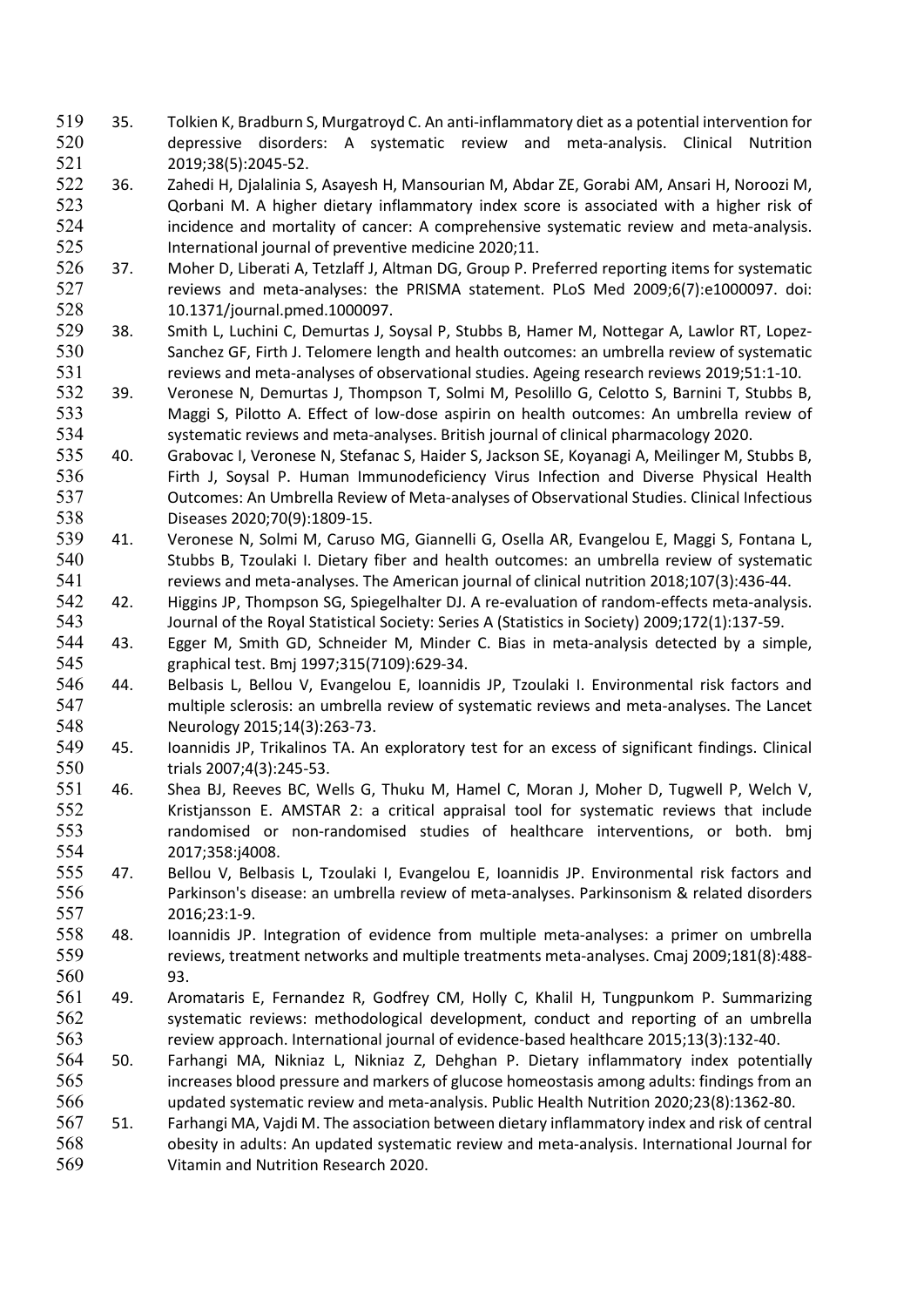35. Tolkien K, Bradburn S, Murgatroyd C. An anti-inflammatory diet as a potential intervention for depressive disorders: A systematic review and meta-analysis. Clinical Nutrition 2019;38(5):2045-52.
36. Zahedi H, Djalalinia S, Asayesh H, Mansourian M, Abdar ZE, Gorabi AM, Ansari H, Noroozi M, Qorbani M. A higher dietary inflammatory index score is associated with a higher risk of incidence and mortality of cancer: A comprehensive systematic review and meta-analysis. International journal of preventive medicine 2020;11.
37. Moher D, Liberati A, Tetzlaff J, Altman DG, Group P. Preferred reporting items for systematic reviews and meta-analyses: the PRISMA statement. PLoS Med 2009;6(7):e1000097. doi: 10.1371/journal.pmed.1000097.
38. Smith L, Luchini C, Demurtas J, Soysal P, Stubbs B, Hamer M, Nottegar A, Lawlor RT, Lopez-Sanchez GF, Firth J. Telomere length and health outcomes: an umbrella review of systematic reviews and meta-analyses of observational studies. Ageing research reviews 2019;51:1-10.
39. Veronese N, Demurtas J, Thompson T, Solmi M, Pesolillo G, Celotto S, Barnini T, Stubbs B, Maggi S, Pilotto A. Effect of low-dose aspirin on health outcomes: An umbrella review of systematic reviews and meta-analyses. British journal of clinical pharmacology 2020.
40. Grabovac I, Veronese N, Stefanac S, Haider S, Jackson SE, Koyanagi A, Meilinger M, Stubbs B, Firth J, Soysal P. Human Immunodeficiency Virus Infection and Diverse Physical Health Outcomes: An Umbrella Review of Meta-analyses of Observational Studies. Clinical Infectious Diseases 2020;70(9):1809-15.
41. Veronese N, Solmi M, Caruso MG, Giannelli G, Osella AR, Evangelou E, Maggi S, Fontana L, Stubbs B, Tzoulaki I. Dietary fiber and health outcomes: an umbrella review of systematic reviews and meta-analyses. The American journal of clinical nutrition 2018;107(3):436-44.
42. Higgins JP, Thompson SG, Spiegelhalter DJ. A re-evaluation of random-effects meta-analysis. Journal of the Royal Statistical Society: Series A (Statistics in Society) 2009;172(1):137-59.
43. Egger M, Smith GD, Schneider M, Minder C. Bias in meta-analysis detected by a simple, graphical test. Bmj 1997;315(7109):629-34.
44. Belbasis L, Bellou V, Evangelou E, Ioannidis JP, Tzoulaki I. Environmental risk factors and multiple sclerosis: an umbrella review of systematic reviews and meta-analyses. The Lancet Neurology 2015;14(3):263-73.
45. Ioannidis JP, Trikalinos TA. An exploratory test for an excess of significant findings. Clinical trials 2007;4(3):245-53.
46. Shea BJ, Reeves BC, Wells G, Thuku M, Hamel C, Moran J, Moher D, Tugwell P, Welch V, Kristjansson E. AMSTAR 2: a critical appraisal tool for systematic reviews that include randomised or non-randomised studies of healthcare interventions, or both. bmj 2017;358:j4008.
47. Bellou V, Belbasis L, Tzoulaki I, Evangelou E, Ioannidis JP. Environmental risk factors and Parkinson's disease: an umbrella review of meta-analyses. Parkinsonism & related disorders 2016;23:1-9.
48. Ioannidis JP. Integration of evidence from multiple meta-analyses: a primer on umbrella reviews, treatment networks and multiple treatments meta-analyses. Cmaj 2009;181(8):488-93.
49. Aromataris E, Fernandez R, Godfrey CM, Holly C, Khalil H, Tungpunkom P. Summarizing systematic reviews: methodological development, conduct and reporting of an umbrella review approach. International journal of evidence-based healthcare 2015;13(3):132-40.
50. Farhangi MA, Nikniaz L, Nikniaz Z, Dehghan P. Dietary inflammatory index potentially increases blood pressure and markers of glucose homeostasis among adults: findings from an updated systematic review and meta-analysis. Public Health Nutrition 2020;23(8):1362-80.
51. Farhangi MA, Vajdi M. The association between dietary inflammatory index and risk of central obesity in adults: An updated systematic review and meta-analysis. International Journal for Vitamin and Nutrition Research 2020.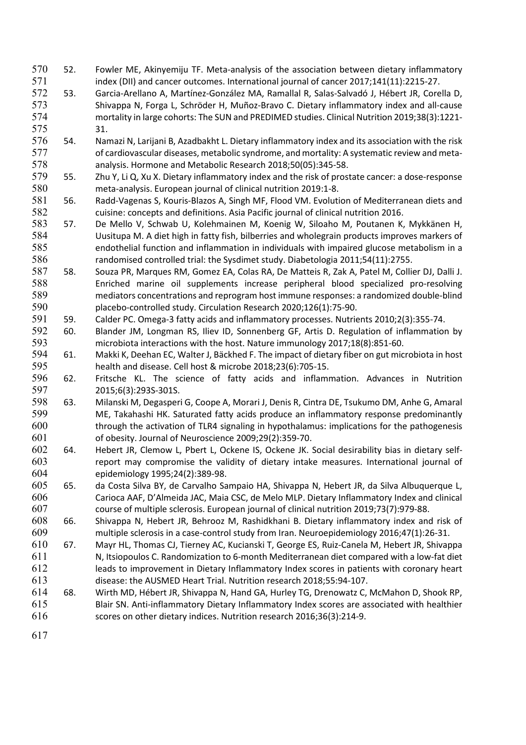52. Fowler ME, Akinyemiju TF. Meta-analysis of the association between dietary inflammatory index (DII) and cancer outcomes. International journal of cancer 2017;141(11):2215-27.
53. Garcia-Arellano A, Martínez-González MA, Ramallal R, Salas-Salvadó J, Hébert JR, Corella D, Shivappa N, Forga L, Schröder H, Muñoz-Bravo C. Dietary inflammatory index and all-cause mortality in large cohorts: The SUN and PREDIMED studies. Clinical Nutrition 2019;38(3):1221-31.
54. Namazi N, Larijani B, Azadbakht L. Dietary inflammatory index and its association with the risk of cardiovascular diseases, metabolic syndrome, and mortality: A systematic review and meta-analysis. Hormone and Metabolic Research 2018;50(05):345-58.
55. Zhu Y, Li Q, Xu X. Dietary inflammatory index and the risk of prostate cancer: a dose-response meta-analysis. European journal of clinical nutrition 2019:1-8.
56. Radd-Vagenas S, Kouris-Blazos A, Singh MF, Flood VM. Evolution of Mediterranean diets and cuisine: concepts and definitions. Asia Pacific journal of clinical nutrition 2016.
57. De Mello V, Schwab U, Kolehmainen M, Koenig W, Siloaho M, Poutanen K, Mykkänen H, Uusitupa M. A diet high in fatty fish, bilberries and wholegrain products improves markers of endothelial function and inflammation in individuals with impaired glucose metabolism in a randomised controlled trial: the Sysdimet study. Diabetologia 2011;54(11):2755.
58. Souza PR, Marques RM, Gomez EA, Colas RA, De Matteis R, Zak A, Patel M, Collier DJ, Dalli J. Enriched marine oil supplements increase peripheral blood specialized pro-resolving mediators concentrations and reprogram host immune responses: a randomized double-blind placebo-controlled study. Circulation Research 2020;126(1):75-90.
59. Calder PC. Omega-3 fatty acids and inflammatory processes. Nutrients 2010;2(3):355-74.
60. Blander JM, Longman RS, Iliev ID, Sonnenberg GF, Artis D. Regulation of inflammation by microbiota interactions with the host. Nature immunology 2017;18(8):851-60.
61. Makki K, Deehan EC, Walter J, Bäckhed F. The impact of dietary fiber on gut microbiota in host health and disease. Cell host & microbe 2018;23(6):705-15.
62. Fritsche KL. The science of fatty acids and inflammation. Advances in Nutrition 2015;6(3):293S-301S.
63. Milanski M, Degasperi G, Coope A, Morari J, Denis R, Cintra DE, Tsukumo DM, Anhe G, Amaral ME, Takahashi HK. Saturated fatty acids produce an inflammatory response predominantly through the activation of TLR4 signaling in hypothalamus: implications for the pathogenesis of obesity. Journal of Neuroscience 2009;29(2):359-70.
64. Hebert JR, Clemow L, Pbert L, Ockene IS, Ockene JK. Social desirability bias in dietary self-report may compromise the validity of dietary intake measures. International journal of epidemiology 1995;24(2):389-98.
65. da Costa Silva BY, de Carvalho Sampaio HA, Shivappa N, Hebert JR, da Silva Albuquerque L, Carioca AAF, D'Almeida JAC, Maia CSC, de Melo MLP. Dietary Inflammatory Index and clinical course of multiple sclerosis. European journal of clinical nutrition 2019;73(7):979-88.
66. Shivappa N, Hebert JR, Behrooz M, Rashidkhani B. Dietary inflammatory index and risk of multiple sclerosis in a case-control study from Iran. Neuroepidemiology 2016;47(1):26-31.
67. Mayr HL, Thomas CJ, Tierney AC, Kucianski T, George ES, Ruiz-Canela M, Hebert JR, Shivappa N, Itsiopoulos C. Randomization to 6-month Mediterranean diet compared with a low-fat diet leads to improvement in Dietary Inflammatory Index scores in patients with coronary heart disease: the AUSMED Heart Trial. Nutrition research 2018;55:94-107.
68. Wirth MD, Hébert JR, Shivappa N, Hand GA, Hurley TG, Drenowatz C, McMahon D, Shook RP, Blair SN. Anti-inflammatory Dietary Inflammatory Index scores are associated with healthier scores on other dietary indices. Nutrition research 2016;36(3):214-9.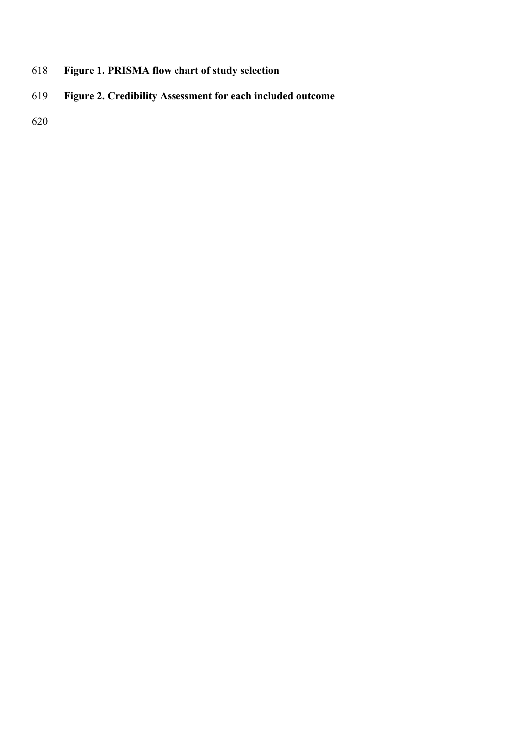**Figure 1. PRISMA flow chart of study selection**

**Figure 2. Credibility Assessment for each included outcome**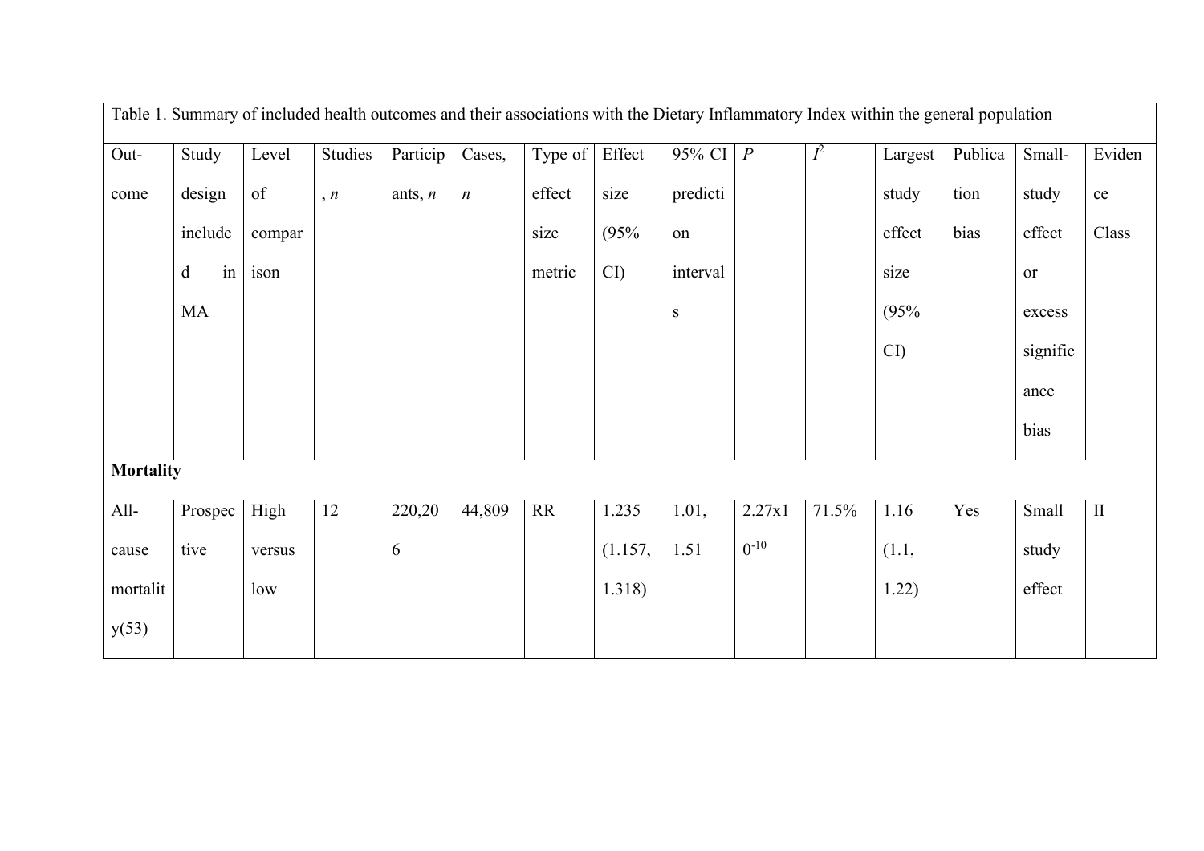Table 1. Summary of included health outcomes and their associations with the Dietary Inflammatory Index within the general population

| Out-come | Study design included in MA | Level of comparison | Studies, *n* | Participants, *n* | Cases, *n* | Type of effect size metric | Effect size (95% CI) | 95% CI prediction intervals | *P* | $I^2$ | Largest study effect size (95% CI) | Publication bias | Small-study effect or excess significance bias | Evidence Class |
|---|---|---|---|---|---|---|---|---|---|---|---|---|---|---|
| **Mortality** | | | | | | | | | | | | | | |
| All-cause mortality(53) | Prospective | High versus low | 12 | 220,206 | 44,809 | RR | 1.235 (1.157, 1.318) | 1.01, 1.51 | $2.27 \times 10^{-10}$ | 71.5% | 1.16 (1.1, 1.22) | Yes | Small study effect | II |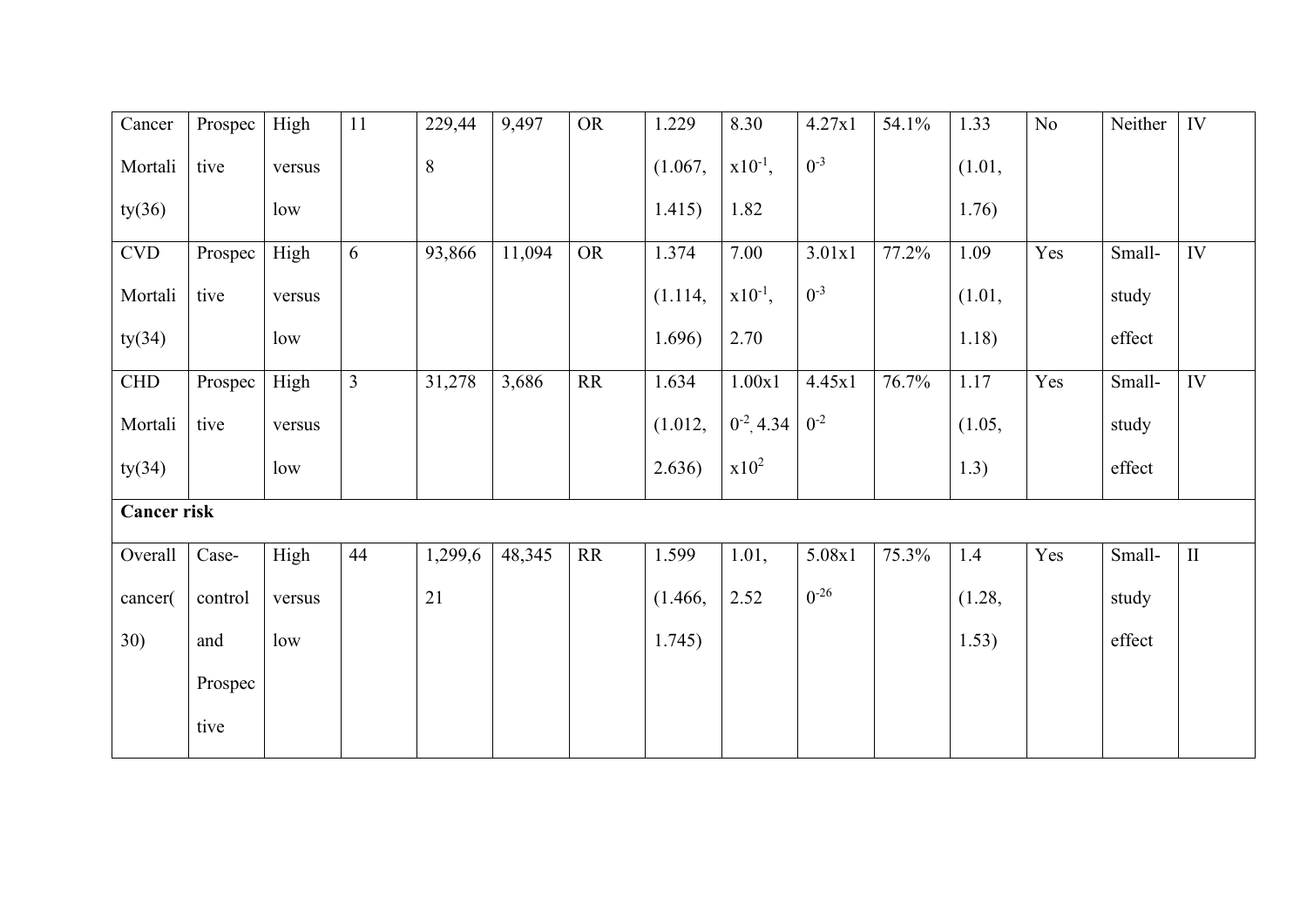| Cancer Mortality(36) | Prospective | High versus low | 11 | 229,448 | 9,497 | OR | 1.229 (1.067, 1.415) | 8.30 $x10^{-1}$, 1.82 | 4.27x10$^{-3}$ | 54.1% | 1.33 (1.01, 1.76) | No | Neither | IV |
|---|---|---|---|---|---|---|---|---|---|---|---|---|---|---|
| CVD Mortality(34) | Prospective | High versus low | 6 | 93,866 | 11,094 | OR | 1.374 (1.114, 1.696) | 7.00 $x10^{-1}$, 2.70 | 3.01x10$^{-3}$ | 77.2% | 1.09 (1.01, 1.18) | Yes | Small-study effect | IV |
| CHD Mortality(34) | Prospective | High versus low | 3 | 31,278 | 3,686 | RR | 1.634 (1.012, 2.636) | 1.00x10$^{-2}$, 4.34 x10$^{2}$ | 4.45x10$^{-2}$ | 76.7% | 1.17 (1.05, 1.3) | Yes | Small-study effect | IV |
| **Cancer risk** | | | | | | | | | | | | | | |
| Overall cancer(30) | Case-control and Prospective | High versus low | 44 | 1,299,621 | 48,345 | RR | 1.599 (1.466, 1.745) | 1.01, 2.52 | 5.08x10$^{-26}$ | 75.3% | 1.4 (1.28, 1.53) | Yes | Small-study effect | II |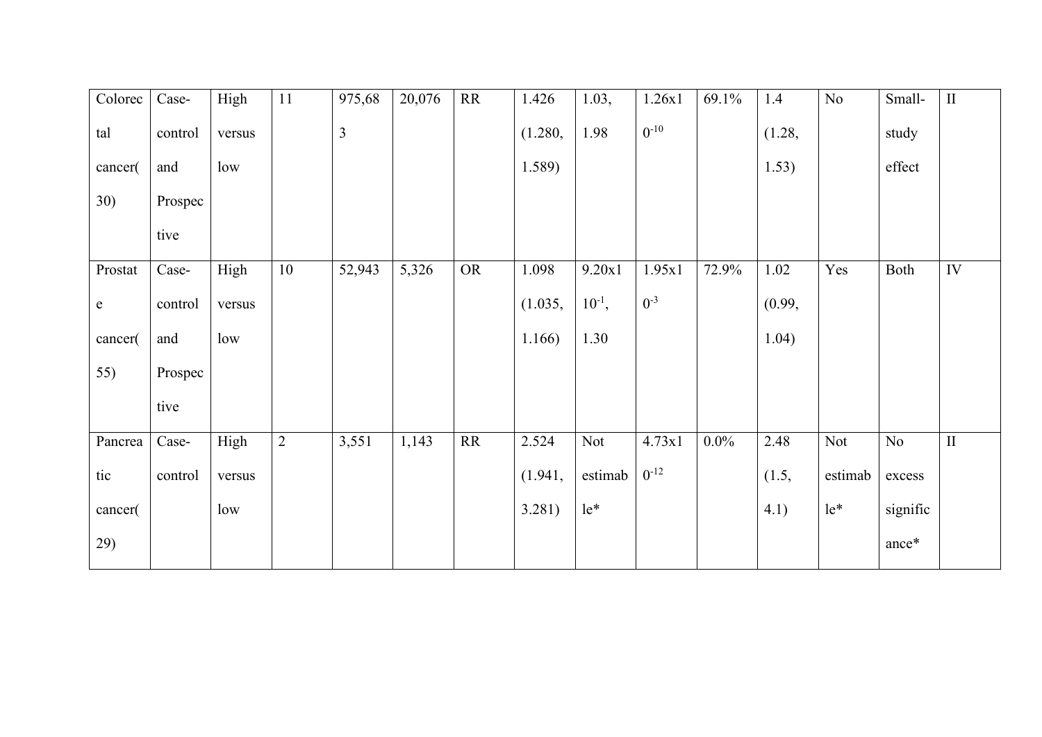| Colorectal cancer(30) | Case-control and Prospective | High versus low | 11 | 975,683 | 20,076 | RR | 1.426 (1.280, 1.589) | 1.03, 1.98 | $1.26 \times 10^{-10}$ | 69.1% | 1.4 (1.28, 1.53) | No | Small-study effect | II |
|---|---|---|---|---|---|---|---|---|---|---|---|---|---|---|
| Prostate cancer(55) | Case-control and Prospective | High versus low | 10 | 52,943 | 5,326 | OR | 1.098 (1.035, 1.166) | $9.20 \times 10^{-1}$, 1.30 | $1.95 \times 10^{-3}$ | 72.9% | 1.02 (0.99, 1.04) | Yes | Both | IV |
| Pancreatic cancer(29) | Case-control | High versus low | 2 | 3,551 | 1,143 | RR | 2.524 (1.941, 3.281) | Not estimable* | $4.73 \times 10^{-12}$ | 0.0% | 2.48 (1.5, 4.1) | Not estimable* | No excess significance* | II |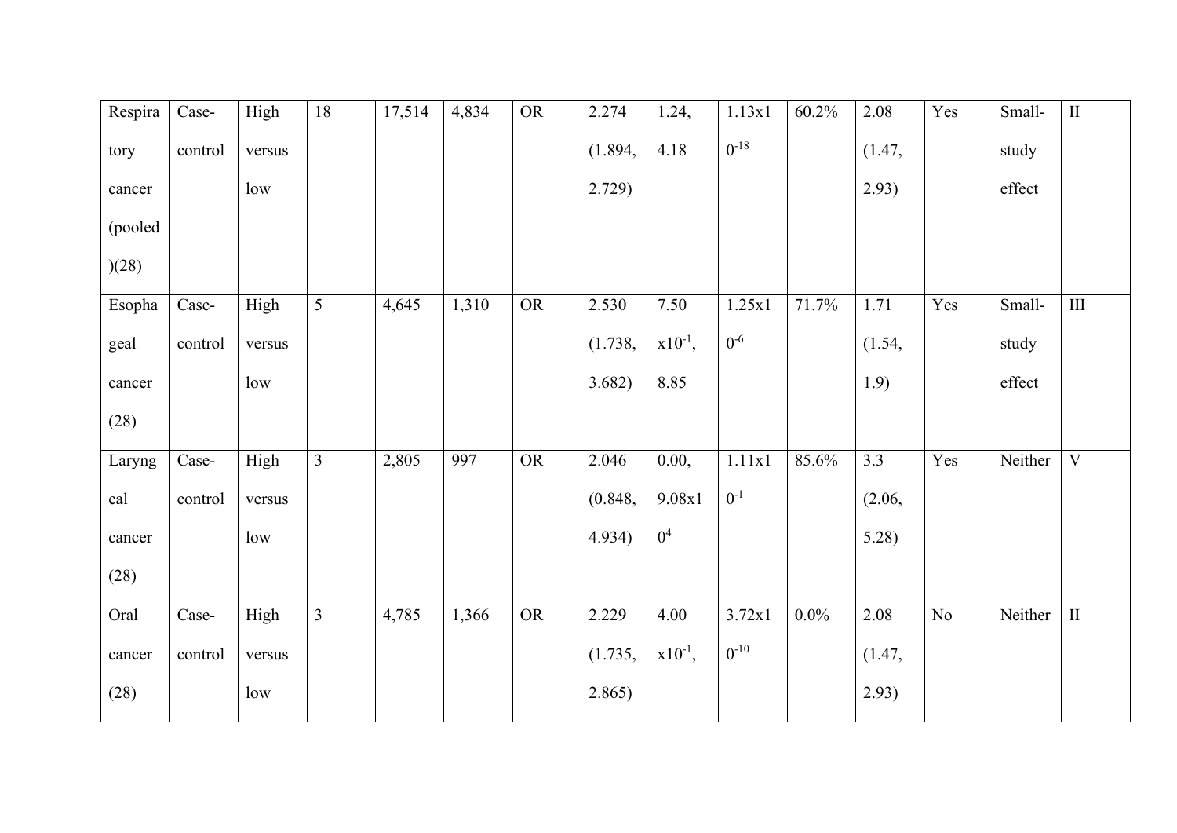| Respiratory cancer (pooled)(28) | Case-control | High versus low | 18 | 17,514 | 4,834 | OR | 2.274 (1.894, 2.729) | 1.24, 4.18 | $1.13 \times 10^{-18}$ | 60.2% | 2.08 (1.47, 2.93) | Yes | Small-study effect | II |
|---|---|---|---|---|---|---|---|---|---|---|---|---|---|---|
| Esophageal cancer (28) | Case-control | High versus low | 5 | 4,645 | 1,310 | OR | 2.530 (1.738, 3.682) | $7.50 \times 10^{-1}$, 8.85 | $1.25 \times 10^{-6}$ | 71.7% | 1.71 (1.54, 1.9) | Yes | Small-study effect | III |
| Laryngeal cancer (28) | Case-control | High versus low | 3 | 2,805 | 997 | OR | 2.046 (0.848, 4.934) | 0.00, $9.08 \times 10^{4}$ | $1.11 \times 10^{-1}$ | 85.6% | 3.3 (2.06, 5.28) | Yes | Neither | V |
| Oral cancer (28) | Case-control | High versus low | 3 | 4,785 | 1,366 | OR | 2.229 (1.735, 2.865) | $4.00 \times 10^{-1}$, | $3.72 \times 10^{-10}$ | 0.0% | 2.08 (1.47, 2.93) | No | Neither | II |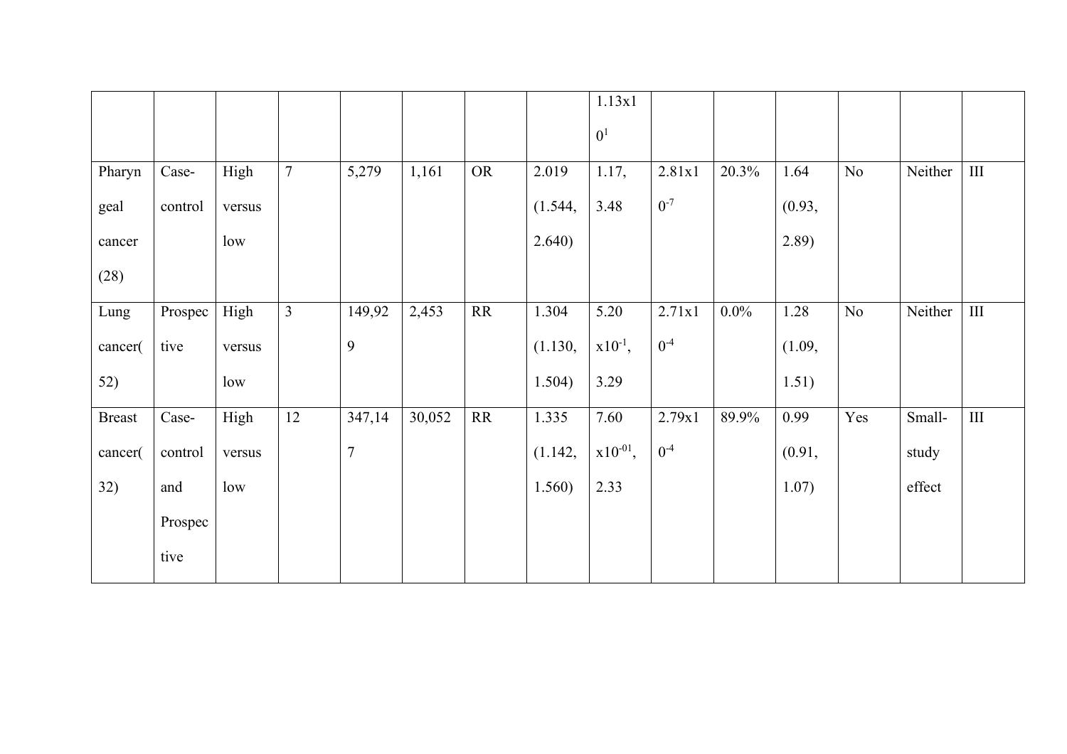| | | | | | | | | $1.13 \times 10^{1}$ | | | | | | |
|---|---|---|---|---|---|---|---|---|---|---|---|---|---|---|
| Pharyngeal cancer (28) | Case-control | High versus low | 7 | 5,279 | 1,161 | OR | 2.019 (1.544, 2.640) | 1.17, 3.48 | $2.81 \times 10^{-7}$ | 20.3% | 1.64 (0.93, 2.89) | No | Neither | III |
| Lung cancer(52) | Prospective | High versus low | 3 | 149,929 | 2,453 | RR | 1.304 (1.130, 1.504) | $5.20 \times 10^{-1}$, 3.29 | $2.71 \times 10^{-4}$ | 0.0% | 1.28 (1.09, 1.51) | No | Neither | III |
| Breast cancer(32) | Case-control and Prospective | High versus low | 12 | 347,147 | 30,052 | RR | 1.335 (1.142, 1.560) | $7.60 \times 10^{-01}$, 2.33 | $2.79 \times 10^{-4}$ | 89.9% | 0.99 (0.91, 1.07) | Yes | Small-study effect | III |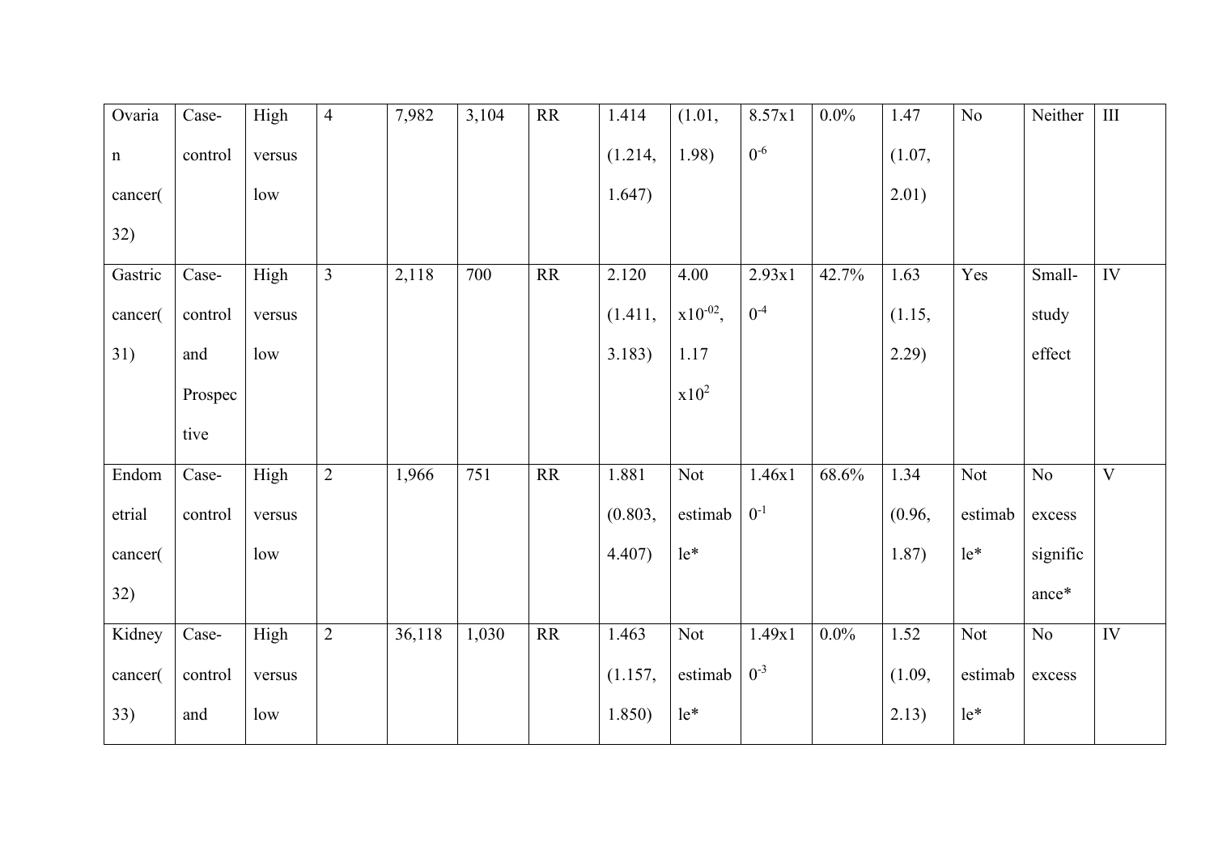| Ovarian cancer(32) | Case-control | High versus low | 4 | 7,982 | 3,104 | RR | 1.414 (1.214, 1.647) | (1.01, 1.98) | $8.57 \times 10^{-6}$ | 0.0% | 1.47 (1.07, 2.01) | No | Neither | III |
|---|---|---|---|---|---|---|---|---|---|---|---|---|---|---|
| Gastric cancer(31) | Case-control and Prospective | High versus low | 3 | 2,118 | 700 | RR | 2.120 (1.411, 3.183) | $4.00 \times 10^{-02}$, $1.17 \times 10^{2}$ | $2.93 \times 10^{-4}$ | 42.7% | 1.63 (1.15, 2.29) | Yes | Small-study effect | IV |
| Endometrial cancer(32) | Case-control | High versus low | 2 | 1,966 | 751 | RR | 1.881 (0.803, 4.407) | Not estimable* | $1.46 \times 10^{-1}$ | 68.6% | 1.34 (0.96, 1.87) | Not estimable* | No excess significance* | V |
| Kidney cancer(33) | Case-control and | High versus low | 2 | 36,118 | 1,030 | RR | 1.463 (1.157, 1.850) | Not estimable* | $1.49 \times 10^{-3}$ | 0.0% | 1.52 (1.09, 2.13) | Not estimable* | No excess | IV |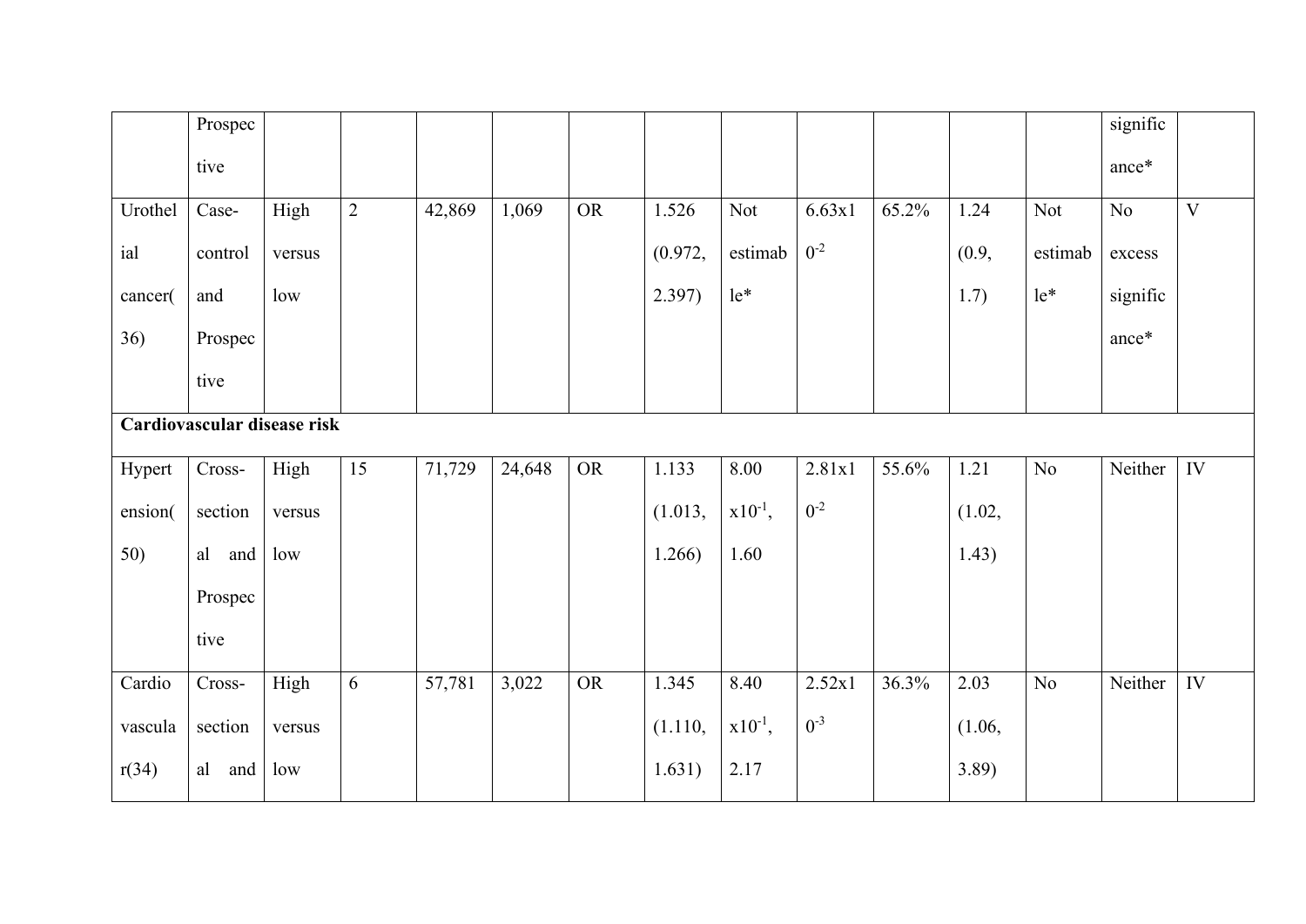|  |  |  |  |  |  |  |  |  |  |  |  |  |  |  |
|---|---|---|---|---|---|---|---|---|---|---|---|---|---|---|
|  | Prospective |  |  |  |  |  |  |  |  |  |  |  | significance* |  |
| Urothelial cancer(36) | Case-control and Prospective | High versus low | 2 | 42,869 | 1,069 | OR | 1.526 (0.972, 2.397) | Not estimable* | $6.63 \times 10^{-2}$ | 65.2% | 1.24 (0.9, 1.7) | Not estimable* | No excess significance* | V |
| **Cardiovascular disease risk** |  |  |  |  |  |  |  |  |  |  |  |  |  |  |
| Hypertension(50) | Cross-sectional and Prospective | High versus low | 15 | 71,729 | 24,648 | OR | 1.133 (1.013, 1.266) | $8.00 \times 10^{-1}$, 1.60 | $2.81 \times 10^{-2}$ | 55.6% | 1.21 (1.02, 1.43) | No | Neither | IV |
| Cardiovascular(34) | Cross-sectional and | High versus low | 6 | 57,781 | 3,022 | OR | 1.345 (1.110, 1.631) | $8.40 \times 10^{-1}$, 2.17 | $2.52 \times 10^{-3}$ | 36.3% | 2.03 (1.06, 3.89) | No | Neither | IV |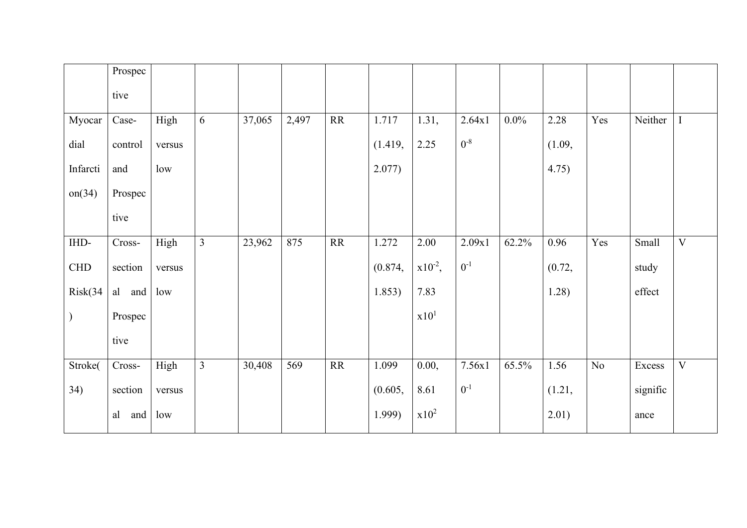| | Prospective | | | | | | | | | | | | | |
|---|---|---|---|---|---|---|---|---|---|---|---|---|---|---|
| Myocardial Infarction(34) | Case-control and Prospective | High versus low | 6 | 37,065 | 2,497 | RR | 1.717 (1.419, 2.077) | 1.31, 2.25 | $2.64 \times 10^{-8}$ | 0.0% | 2.28 (1.09, 4.75) | Yes | Neither | I |
| IHD-CHD Risk(34) | Cross-sectional and Prospective | High versus low | 3 | 23,962 | 875 | RR | 1.272 (0.874, 1.853) | $2.00 \times 10^{-2}$, $7.83 \times 10^{1}$ | $2.09 \times 10^{-1}$ | 62.2% | 0.96 (0.72, 1.28) | Yes | Small study effect | V |
| Stroke(34) | Cross-sectional and | High versus low | 3 | 30,408 | 569 | RR | 1.099 (0.605, 1.999) | 0.00, $8.61 \times 10^{2}$ | $7.56 \times 10^{-1}$ | 65.5% | 1.56 (1.21, 2.01) | No | Excess significance | V |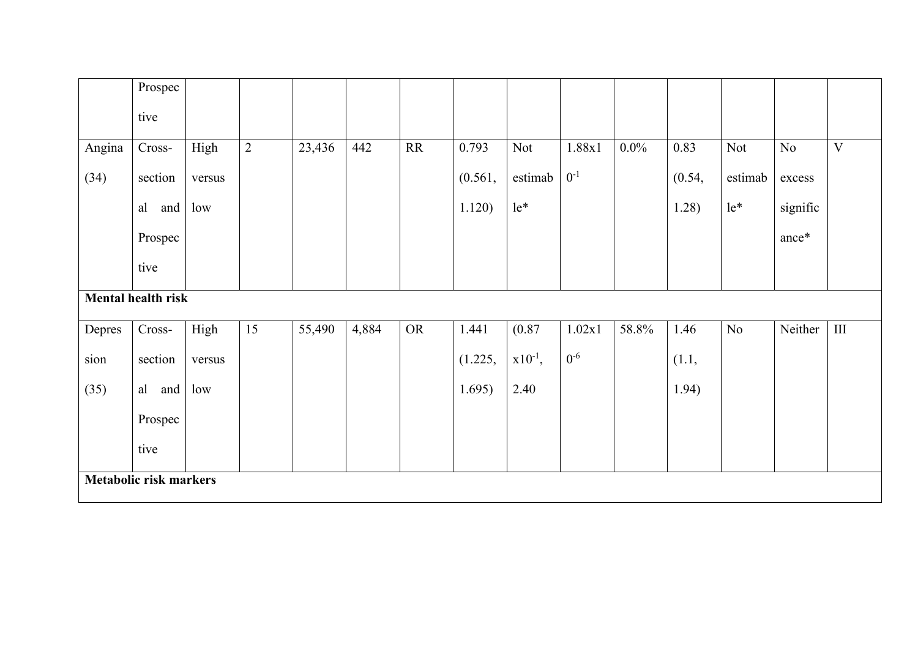| | | | | | | | | | | | | | | |
|---|---|---|---|---|---|---|---|---|---|---|---|---|---|---|
| | Prospective | | | | | | | | | | | | | |
| Angina (34) | Cross-sectional and Prospective | High versus low | 2 | 23,436 | 442 | RR | 0.793 (0.561, 1.120) | Not estimable* | $1.88 \times 10^{-1}$ | 0.0% | 0.83 (0.54, 1.28) | Not estimable* | No excess significance* | V |
| **Mental health risk** | | | | | | | | | | | | | | |
| Depression (35) | Cross-sectional and Prospective | High versus low | 15 | 55,490 | 4,884 | OR | 1.441 (1.225, 1.695) | ($0.87 \times 10^{-1}$, 2.40 | $1.02 \times 10^{-6}$ | 58.8% | 1.46 (1.1, 1.94) | No | Neither | III |
| **Metabolic risk markers** | | | | | | | | | | | | | | |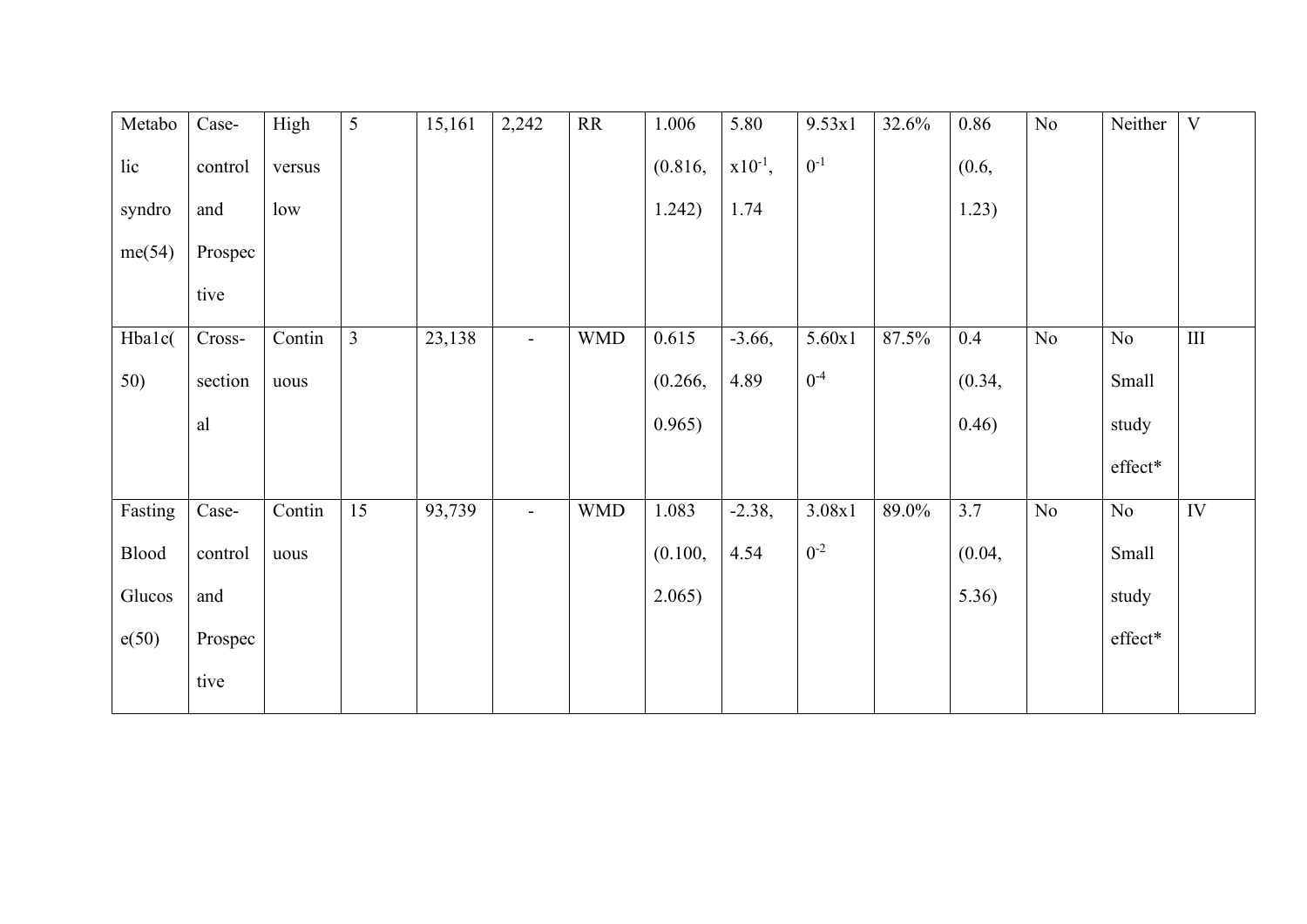| Metabolic syndrome(54) | Case-control and Prospective | High versus low | 5 | 15,161 | 2,242 | RR | 1.006 (0.816, 1.242) | 5.80 $\times 10^{-1}$, 1.74 | 9.53 $\times 10^{-1}$ | 32.6% | 0.86 (0.6, 1.23) | No | Neither | V |
|---|---|---|---|---|---|---|---|---|---|---|---|---|---|---|
| Hba1c(50) | Cross-sectional | Continuous | 3 | 23,138 | - | WMD | 0.615 (0.266, 0.965) | -3.66, 4.89 | 5.60 $\times 10^{-4}$ | 87.5% | 0.4 (0.34, 0.46) | No | No Small study effect* | III |
| Fasting Blood Glucose(50) | Case-control and Prospective | Continuous | 15 | 93,739 | - | WMD | 1.083 (0.100, 2.065) | -2.38, 4.54 | 3.08 $\times 10^{-2}$ | 89.0% | 3.7 (0.04, 5.36) | No | No Small study effect* | IV |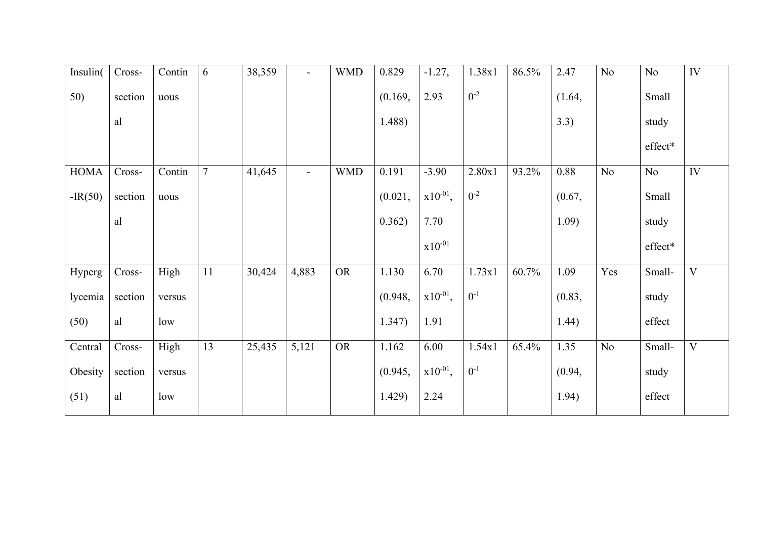| Insulin(50) | Cross-sectional | Continuous | 6 | 38,359 | - | WMD | 0.829 (0.169, 1.488) | -1.27, 2.93 | $1.38 \times 10^{-2}$ | 86.5% | 2.47 (1.64, 3.3) | No | No Small study effect* | IV |
|---|---|---|---|---|---|---|---|---|---|---|---|---|---|---|
| HOMA-IR(50) | Cross-sectional | Continuous | 7 | 41,645 | - | WMD | 0.191 (0.021, 0.362) | $-3.90 \times 10^{-01}$, $7.70 \times 10^{-01}$ | $2.80 \times 10^{-2}$ | 93.2% | 0.88 (0.67, 1.09) | No | No Small study effect* | IV |
| Hyperglycemia (50) | Cross-sectional | High versus low | 11 | 30,424 | 4,883 | OR | 1.130 (0.948, 1.347) | $6.70 \times 10^{-01}$, 1.91 | $1.73 \times 10^{-1}$ | 60.7% | 1.09 (0.83, 1.44) | Yes | Small-study effect | V |
| Central Obesity (51) | Cross-sectional | High versus low | 13 | 25,435 | 5,121 | OR | 1.162 (0.945, 1.429) | $6.00 \times 10^{-01}$, 2.24 | $1.54 \times 10^{-1}$ | 65.4% | 1.35 (0.94, 1.94) | No | Small-study effect | V |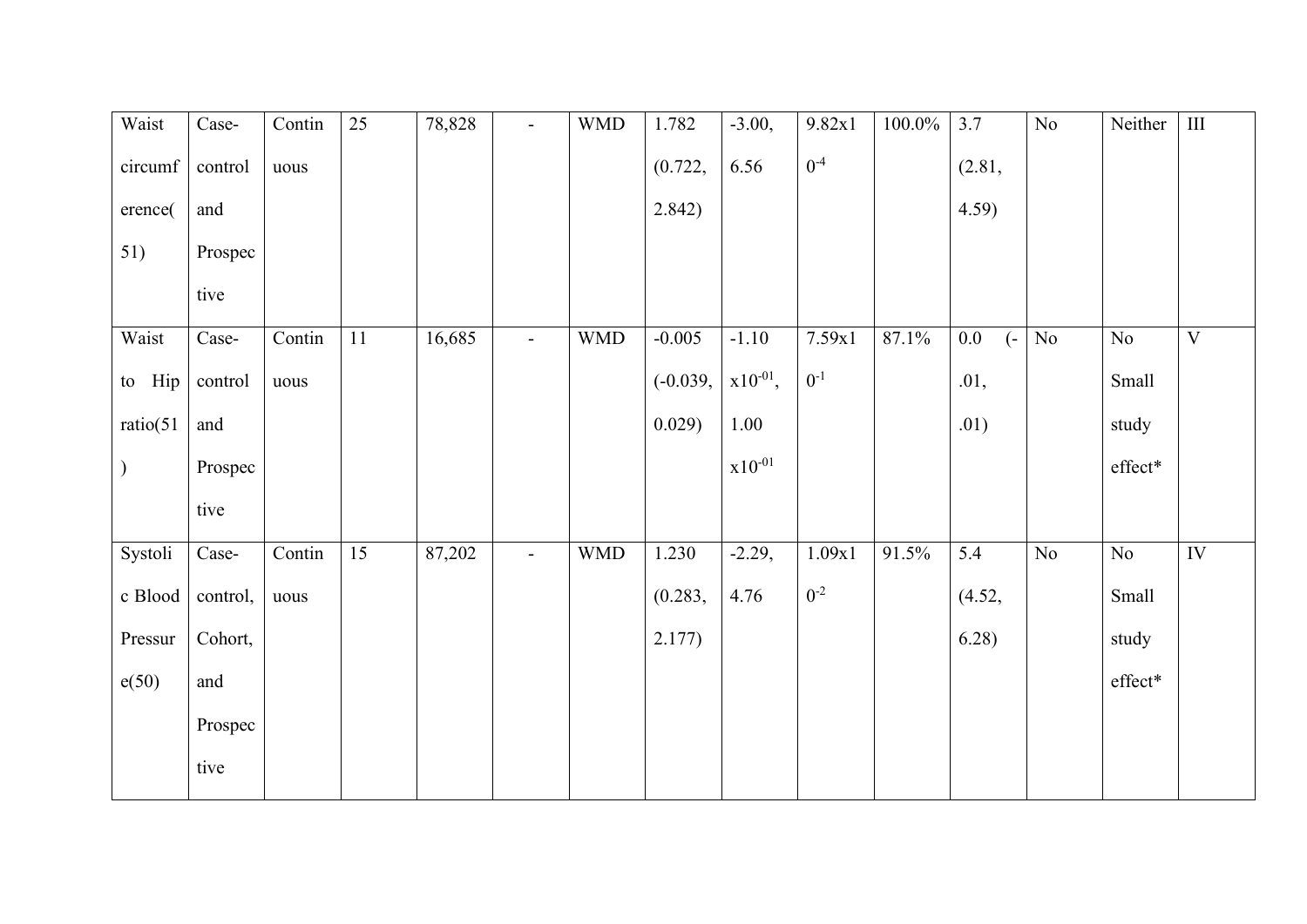| Waist circumference(51) | Case-control and Prospective | Continuous | 25 | 78,828 | - | WMD | 1.782 (0.722, 2.842) | -3.00, 6.56 | $9.82 \times 10^{-4}$ | 100.0% | 3.7 (2.81, 4.59) | No | Neither | III |
|---|---|---|---|---|---|---|---|---|---|---|---|---|---|---|
| Waist to Hip ratio(51) | Case-control and Prospective | Continuous | 11 | 16,685 | - | WMD | -0.005 (-0.039, 0.029) | $-1.10 \times 10^{-01}$, $1.00 \times 10^{-01}$ | $7.59 \times 10^{-1}$ | 87.1% | 0.0 (-.01, .01) | No | No Small study effect* | V |
| Systolic Blood Pressure(50) | Case-control, Cohort, and Prospective | Continuous | 15 | 87,202 | - | WMD | 1.230 (0.283, 2.177) | -2.29, 4.76 | $1.09 \times 10^{-2}$ | 91.5% | 5.4 (4.52, 6.28) | No | No Small study effect* | IV |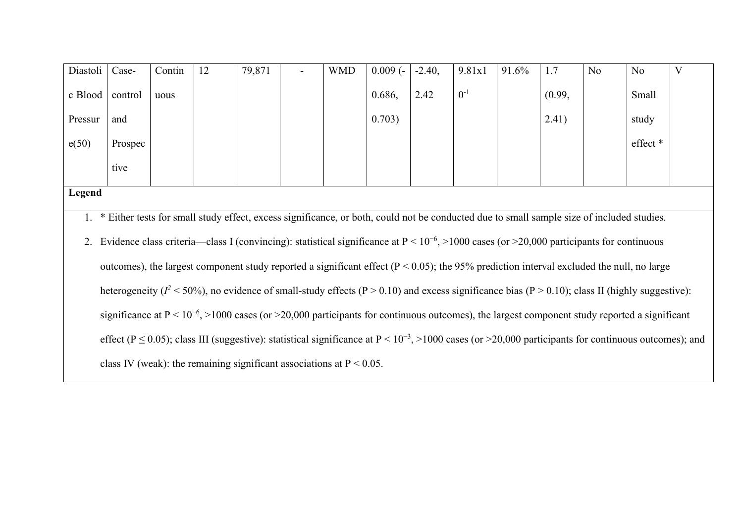| Diastolic Blood Pressure(50) | Case-control and Prospective | Continuous | 12 | 79,871 | - | WMD | 0.009 (-0.686, 0.703) | -2.40, 2.42 | $9.81x10^{-1}$ | 91.6% | 1.7 (0.99, 2.41) | No | No Small study effect * | V |
|---|---|---|---|---|---|---|---|---|---|---|---|---|---|---|

**Legend**

1. * Either tests for small study effect, excess significance, or both, could not be conducted due to small sample size of included studies.
2. Evidence class criteria—class I (convincing): statistical significance at $P < 10^{-6}$, >1000 cases (or >20,000 participants for continuous outcomes), the largest component study reported a significant effect ($P < 0.05$); the 95% prediction interval excluded the null, no large heterogeneity ($I^2 < 50\%$), no evidence of small-study effects ($P > 0.10$) and excess significance bias ($P > 0.10$); class II (highly suggestive): significance at $P < 10^{-6}$, >1000 cases (or >20,000 participants for continuous outcomes), the largest component study reported a significant effect ($P \leq 0.05$); class III (suggestive): statistical significance at $P < 10^{-3}$, >1000 cases (or >20,000 participants for continuous outcomes); and class IV (weak): the remaining significant associations at $P < 0.05$.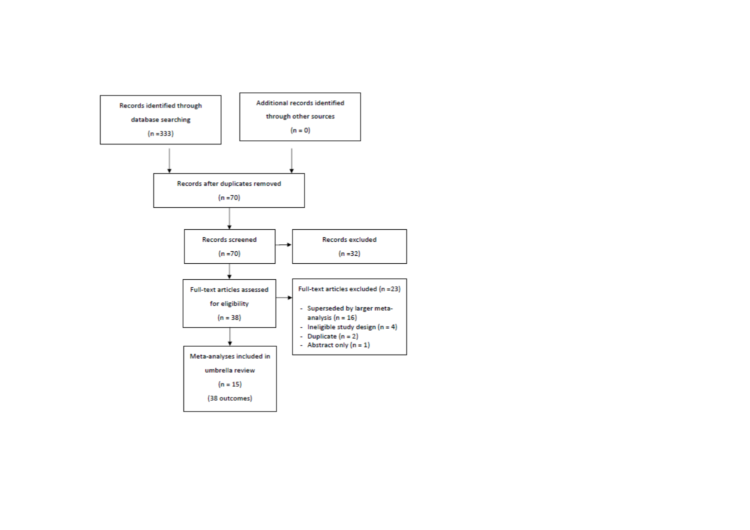Records identified through database searching (n =333)

Additional records identified through other sources (n = 0)

Records after duplicates removed (n =70)

Records screened (n =70)

Records excluded (n =32)

Full-text articles assessed for eligibility (n = 38)

Full-text articles excluded (n =23)

- Superseded by larger meta-analysis (n = 16)
- Ineligible study design (n = 4)
- Duplicate (n = 2)
- Abstract only (n = 1)

Meta-analyses included in umbrella review (n = 15) (38 outcomes)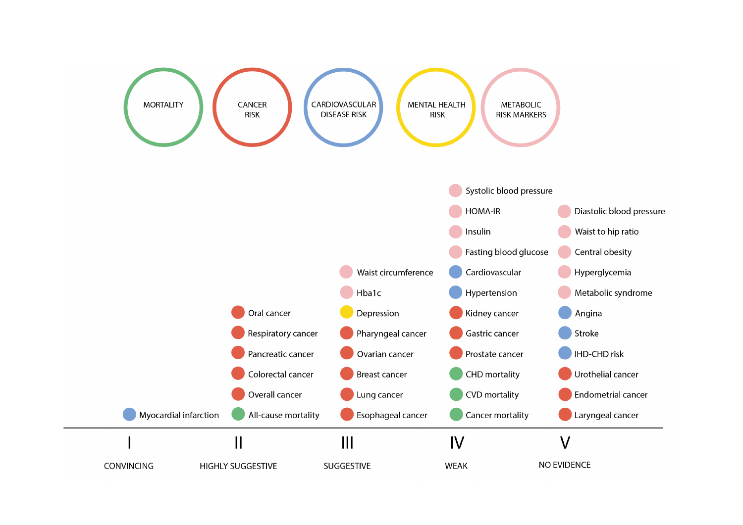MORTALITY

CANCER RISK

CARDIOVASCULAR DISEASE RISK

MENTAL HEALTH RISK

METABOLIC RISK MARKERS

I

CONVINCING

Myocardial infarction

II

HIGHLY SUGGESTIVE

Oral cancer
Respiratory cancer
Pancreatic cancer
Colorectal cancer
Overall cancer
All-cause mortality

III

SUGGESTIVE

Waist circumference
Hba1c
Depression
Pharyngeal cancer
Ovarian cancer
Breast cancer
Lung cancer
Esophageal cancer

IV

WEAK

Systolic blood pressure
HOMA-IR
Insulin
Fasting blood glucose
Cardiovascular
Hypertension
Kidney cancer
Gastric cancer
Prostate cancer
CHD mortality
CVD mortality
Cancer mortality

V

NO EVIDENCE

Diastolic blood pressure
Waist to hip ratio
Central obesity
Hyperglycemia
Metabolic syndrome
Angina
Stroke
IHD-CHD risk
Urothelial cancer
Endometrial cancer
Laryngeal cancer